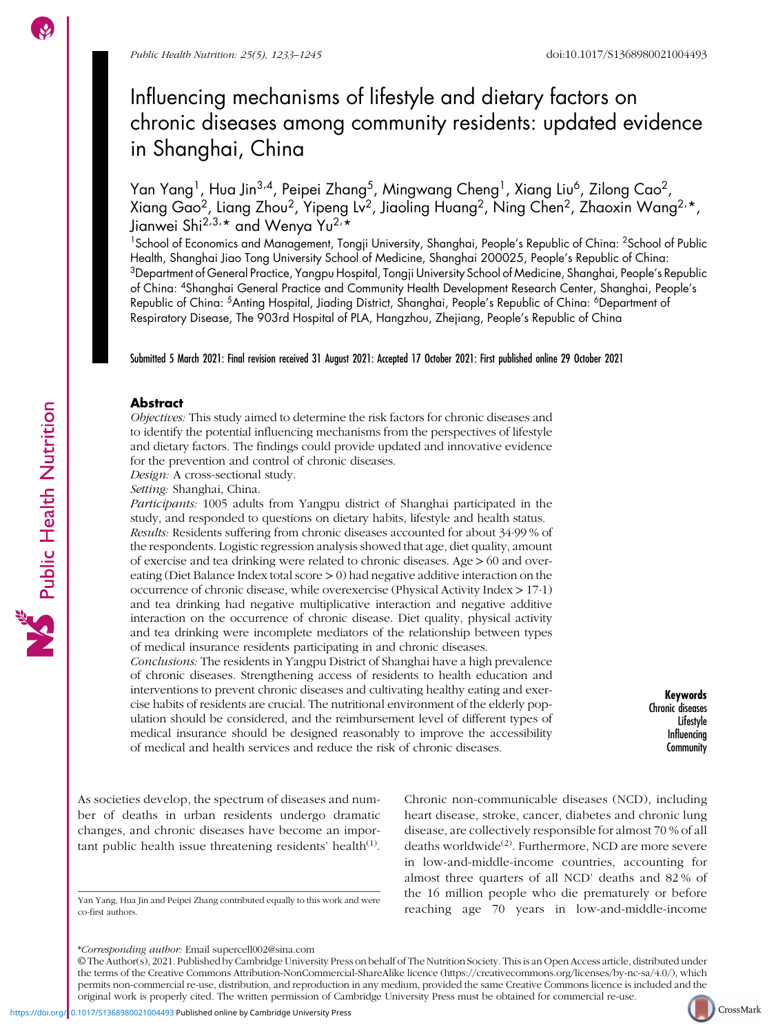# Influencing mechanisms of lifestyle and dietary factors on chronic diseases among community residents: updated evidence in Shanghai, China

Yan Yang[1], Hua Jin[3,4], Peipei Zhang[5], Mingwang Cheng[1], Xiang Liu[6], Zilong Cao[2], Xiang Gao[2], Liang Zhou[2], Yipeng Lv[2], Jiaoling Huang[2], Ning Chen[2], Zhaoxin Wang[2,*], Jianwei Shi[2,3,*] and Wenya Yu[2,*]

[1]School of Economics and Management, Tongji University, Shanghai, People's Republic of China: [2]School of Public Health, Shanghai Jiao Tong University School of Medicine, Shanghai 200025, People's Republic of China: [3]Department of General Practice, Yangpu Hospital, Tongji University School of Medicine, Shanghai, People's Republic of China: [4]Shanghai General Practice and Community Health Development Research Center, Shanghai, People's Republic of China: [5]Anting Hospital, Jiading District, Shanghai, People's Republic of China: [6]Department of Respiratory Disease, The 903rd Hospital of PLA, Hangzhou, Zhejiang, People's Republic of China

Submitted 5 March 2021: Final revision received 31 August 2021: Accepted 17 October 2021: First published online 29 October 2021

## Abstract

*Objectives:* This study aimed to determine the risk factors for chronic diseases and to identify the potential influencing mechanisms from the perspectives of lifestyle and dietary factors. The findings could provide updated and innovative evidence for the prevention and control of chronic diseases.

*Design:* A cross-sectional study.

*Setting:* Shanghai, China.

*Participants:* 1005 adults from Yangpu district of Shanghai participated in the study, and responded to questions on dietary habits, lifestyle and health status.

*Results:* Residents suffering from chronic diseases accounted for about 34·99 % of the respondents. Logistic regression analysis showed that age, diet quality, amount of exercise and tea drinking were related to chronic diseases. Age > 60 and overeating (Diet Balance Index total score > 0) had negative additive interaction on the occurrence of chronic disease, while overexercise (Physical Activity Index > 17·1) and tea drinking had negative multiplicative interaction and negative additive interaction on the occurrence of chronic disease. Diet quality, physical activity and tea drinking were incomplete mediators of the relationship between types of medical insurance residents participating in and chronic diseases.

*Conclusions:* The residents in Yangpu District of Shanghai have a high prevalence of chronic diseases. Strengthening access of residents to health education and interventions to prevent chronic diseases and cultivating healthy eating and exercise habits of residents are crucial. The nutritional environment of the elderly population should be considered, and the reimbursement level of different types of medical insurance should be designed reasonably to improve the accessibility of medical and health services and reduce the risk of chronic diseases.

**Keywords**
Chronic diseases
Lifestyle
Influencing
Community

As societies develop, the spectrum of diseases and number of deaths in urban residents undergo dramatic changes, and chronic diseases have become an important public health issue threatening residents' health[1].

Chronic non-communicable diseases (NCD), including heart disease, stroke, cancer, diabetes and chronic lung disease, are collectively responsible for almost 70 % of all deaths worldwide[2]. Furthermore, NCD are more severe in low-and-middle-income countries, accounting for almost three quarters of all NCD' deaths and 82 % of the 16 million people who die prematurely or before reaching age 70 years in low-and-middle-income

Yan Yang, Hua Jin and Peipei Zhang contributed equally to this work and were co-first authors.

*Corresponding author: Email supercell002@sina.com

© The Author(s), 2021. Published by Cambridge University Press on behalf of The Nutrition Society. This is an Open Access article, distributed under the terms of the Creative Commons Attribution-NonCommercial-ShareAlike licence (https://creativecommons.org/licenses/by-nc-sa/4.0/), which permits non-commercial re-use, distribution, and reproduction in any medium, provided the same Creative Commons licence is included and the original work is properly cited. The written permission of Cambridge University Press must be obtained for commercial re-use.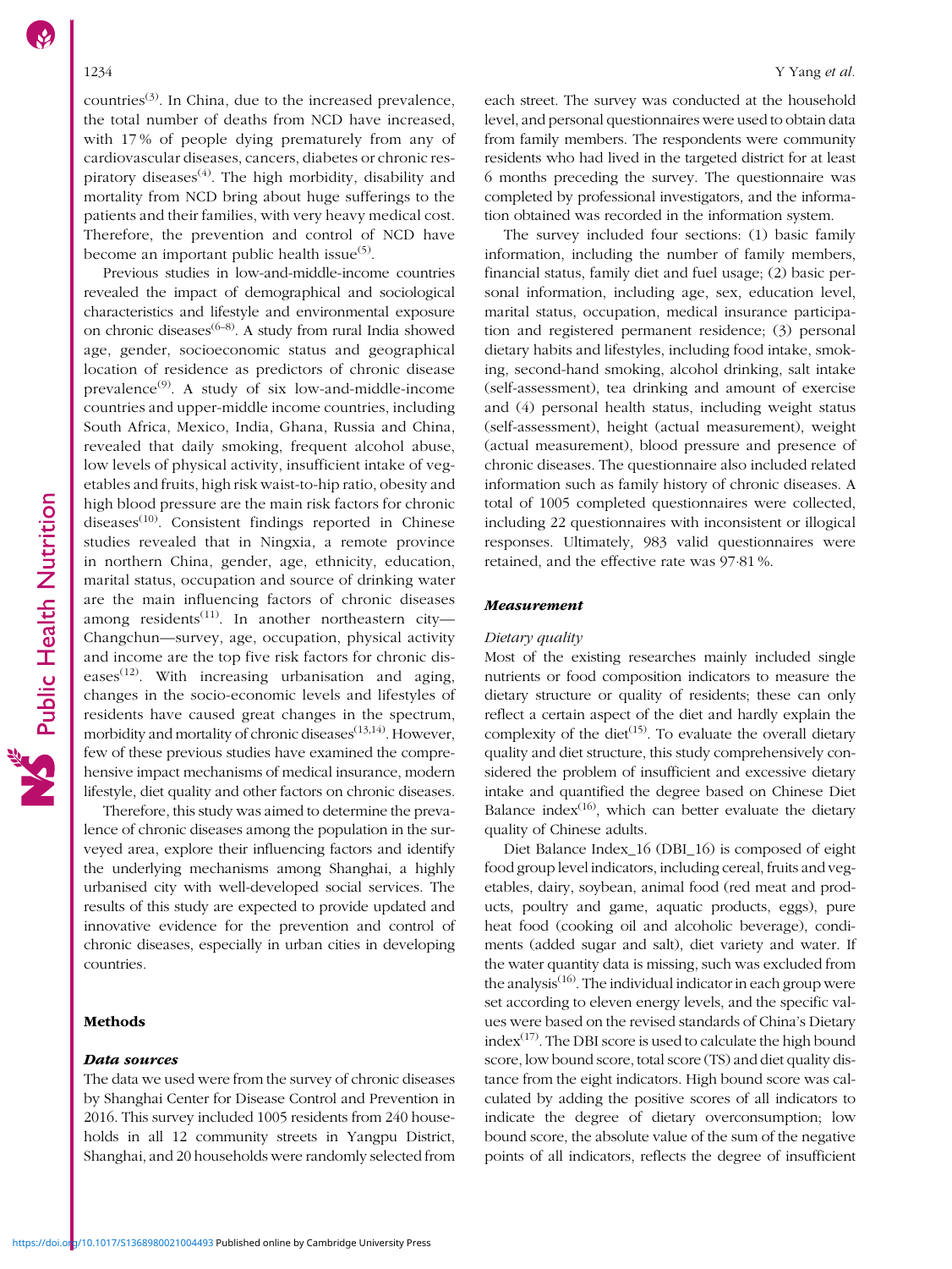countries[3]. In China, due to the increased prevalence, the total number of deaths from NCD have increased, with 17 % of people dying prematurely from any of cardiovascular diseases, cancers, diabetes or chronic respiratory diseases[4]. The high morbidity, disability and mortality from NCD bring about huge sufferings to the patients and their families, with very heavy medical cost. Therefore, the prevention and control of NCD have become an important public health issue[5].

Previous studies in low-and-middle-income countries revealed the impact of demographical and sociological characteristics and lifestyle and environmental exposure on chronic diseases[6–8]. A study from rural India showed age, gender, socioeconomic status and geographical location of residence as predictors of chronic disease prevalence[9]. A study of six low-and-middle-income countries and upper-middle income countries, including South Africa, Mexico, India, Ghana, Russia and China, revealed that daily smoking, frequent alcohol abuse, low levels of physical activity, insufficient intake of vegetables and fruits, high risk waist-to-hip ratio, obesity and high blood pressure are the main risk factors for chronic diseases[10]. Consistent findings reported in Chinese studies revealed that in Ningxia, a remote province in northern China, gender, age, ethnicity, education, marital status, occupation and source of drinking water are the main influencing factors of chronic diseases among residents[11]. In another northeastern city—Changchun—survey, age, occupation, physical activity and income are the top five risk factors for chronic diseases[12]. With increasing urbanisation and aging, changes in the socio-economic levels and lifestyles of residents have caused great changes in the spectrum, morbidity and mortality of chronic diseases[13,14]. However, few of these previous studies have examined the comprehensive impact mechanisms of medical insurance, modern lifestyle, diet quality and other factors on chronic diseases.

Therefore, this study was aimed to determine the prevalence of chronic diseases among the population in the surveyed area, explore their influencing factors and identify the underlying mechanisms among Shanghai, a highly urbanised city with well-developed social services. The results of this study are expected to provide updated and innovative evidence for the prevention and control of chronic diseases, especially in urban cities in developing countries.

## Methods

### *Data sources*

The data we used were from the survey of chronic diseases by Shanghai Center for Disease Control and Prevention in 2016. This survey included 1005 residents from 240 households in all 12 community streets in Yangpu District, Shanghai, and 20 households were randomly selected from each street. The survey was conducted at the household level, and personal questionnaires were used to obtain data from family members. The respondents were community residents who had lived in the targeted district for at least 6 months preceding the survey. The questionnaire was completed by professional investigators, and the information obtained was recorded in the information system.

The survey included four sections: (1) basic family information, including the number of family members, financial status, family diet and fuel usage; (2) basic personal information, including age, sex, education level, marital status, occupation, medical insurance participation and registered permanent residence; (3) personal dietary habits and lifestyles, including food intake, smoking, second-hand smoking, alcohol drinking, salt intake (self-assessment), tea drinking and amount of exercise and (4) personal health status, including weight status (self-assessment), height (actual measurement), weight (actual measurement), blood pressure and presence of chronic diseases. The questionnaire also included related information such as family history of chronic diseases. A total of 1005 completed questionnaires were collected, including 22 questionnaires with inconsistent or illogical responses. Ultimately, 983 valid questionnaires were retained, and the effective rate was 97·81 %.

### *Measurement*

*Dietary quality*

Most of the existing researches mainly included single nutrients or food composition indicators to measure the dietary structure or quality of residents; these can only reflect a certain aspect of the diet and hardly explain the complexity of the diet[15]. To evaluate the overall dietary quality and diet structure, this study comprehensively considered the problem of insufficient and excessive dietary intake and quantified the degree based on Chinese Diet Balance index[16], which can better evaluate the dietary quality of Chinese adults.

Diet Balance Index_16 (DBI_16) is composed of eight food group level indicators, including cereal, fruits and vegetables, dairy, soybean, animal food (red meat and products, poultry and game, aquatic products, eggs), pure heat food (cooking oil and alcoholic beverage), condiments (added sugar and salt), diet variety and water. If the water quantity data is missing, such was excluded from the analysis[16]. The individual indicator in each group were set according to eleven energy levels, and the specific values were based on the revised standards of China's Dietary index[17]. The DBI score is used to calculate the high bound score, low bound score, total score (TS) and diet quality distance from the eight indicators. High bound score was calculated by adding the positive scores of all indicators to indicate the degree of dietary overconsumption; low bound score, the absolute value of the sum of the negative points of all indicators, reflects the degree of insufficient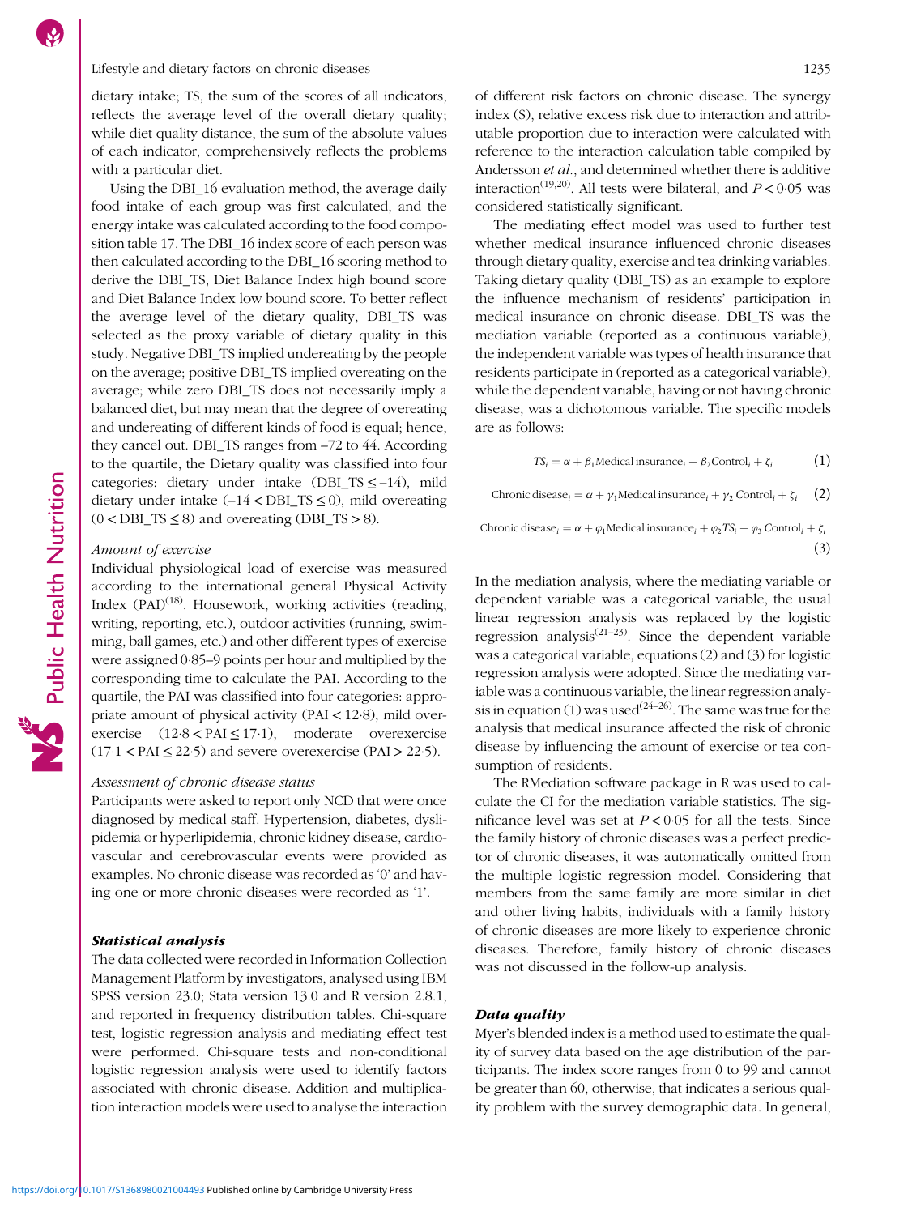dietary intake; TS, the sum of the scores of all indicators, reflects the average level of the overall dietary quality; while diet quality distance, the sum of the absolute values of each indicator, comprehensively reflects the problems with a particular diet.

Using the DBI_16 evaluation method, the average daily food intake of each group was first calculated, and the energy intake was calculated according to the food composition table 17. The DBI_16 index score of each person was then calculated according to the DBI_16 scoring method to derive the DBI_TS, Diet Balance Index high bound score and Diet Balance Index low bound score. To better reflect the average level of the dietary quality, DBI_TS was selected as the proxy variable of dietary quality in this study. Negative DBI_TS implied undereating by the people on the average; positive DBI_TS implied overeating on the average; while zero DBI_TS does not necessarily imply a balanced diet, but may mean that the degree of overeating and undereating of different kinds of food is equal; hence, they cancel out. DBI_TS ranges from –72 to 44. According to the quartile, the Dietary quality was classified into four categories: dietary under intake (DBI_TS ≤ –14), mild dietary under intake (–14 < DBI_TS ≤ 0), mild overeating (0 < DBI_TS ≤ 8) and overeating (DBI_TS > 8).

### *Amount of exercise*

Individual physiological load of exercise was measured according to the international general Physical Activity Index (PAI)[18]. Housework, working activities (reading, writing, reporting, etc.), outdoor activities (running, swimming, ball games, etc.) and other different types of exercise were assigned 0·85–9 points per hour and multiplied by the corresponding time to calculate the PAI. According to the quartile, the PAI was classified into four categories: appropriate amount of physical activity (PAI < 12·8), mild overexercise (12·8 < PAI ≤ 17·1), moderate overexercise (17·1 < PAI ≤ 22·5) and severe overexercise (PAI > 22·5).

### *Assessment of chronic disease status*

Participants were asked to report only NCD that were once diagnosed by medical staff. Hypertension, diabetes, dyslipidemia or hyperlipidemia, chronic kidney disease, cardiovascular and cerebrovascular events were provided as examples. No chronic disease was recorded as '0' and having one or more chronic diseases were recorded as '1'.

## Statistical analysis

The data collected were recorded in Information Collection Management Platform by investigators, analysed using IBM SPSS version 23.0; Stata version 13.0 and R version 2.8.1, and reported in frequency distribution tables. Chi-square test, logistic regression analysis and mediating effect test were performed. Chi-square tests and non-conditional logistic regression analysis were used to identify factors associated with chronic disease. Addition and multiplication interaction models were used to analyse the interaction of different risk factors on chronic disease. The synergy index (S), relative excess risk due to interaction and attributable proportion due to interaction were calculated with reference to the interaction calculation table compiled by Andersson *et al.*, and determined whether there is additive interaction[19,20]. All tests were bilateral, and $P < 0{\cdot}05$ was considered statistically significant.

The mediating effect model was used to further test whether medical insurance influenced chronic diseases through dietary quality, exercise and tea drinking variables. Taking dietary quality (DBI_TS) as an example to explore the influence mechanism of residents' participation in medical insurance on chronic disease. DBI_TS was the mediation variable (reported as a continuous variable), the independent variable was types of health insurance that residents participate in (reported as a categorical variable), while the dependent variable, having or not having chronic disease, was a dichotomous variable. The specific models are as follows:

$$TS_i = \alpha + \beta_1 \text{Medical insurance}_i + \beta_2 \text{Control}_i + \zeta_i \tag{1}$$

$$\text{Chronic disease}_i = \alpha + \gamma_1 \text{Medical insurance}_i + \gamma_2 \text{ Control}_i + \zeta_i \tag{2}$$

$$\text{Chronic disease}_i = \alpha + \varphi_1 \text{Medical insurance}_i + \varphi_2 TS_i + \varphi_3 \text{ Control}_i + \zeta_i \tag{3}$$

In the mediation analysis, where the mediating variable or dependent variable was a categorical variable, the usual linear regression analysis was replaced by the logistic regression analysis[21–23]. Since the dependent variable was a categorical variable, equations (2) and (3) for logistic regression analysis were adopted. Since the mediating variable was a continuous variable, the linear regression analysis in equation (1) was used[24–26]. The same was true for the analysis that medical insurance affected the risk of chronic disease by influencing the amount of exercise or tea consumption of residents.

The RMediation software package in R was used to calculate the CI for the mediation variable statistics. The significance level was set at $P < 0{\cdot}05$ for all the tests. Since the family history of chronic diseases was a perfect predictor of chronic diseases, it was automatically omitted from the multiple logistic regression model. Considering that members from the same family are more similar in diet and other living habits, individuals with a family history of chronic diseases are more likely to experience chronic diseases. Therefore, family history of chronic diseases was not discussed in the follow-up analysis.

## Data quality

Myer's blended index is a method used to estimate the quality of survey data based on the age distribution of the participants. The index score ranges from 0 to 99 and cannot be greater than 60, otherwise, that indicates a serious quality problem with the survey demographic data. In general,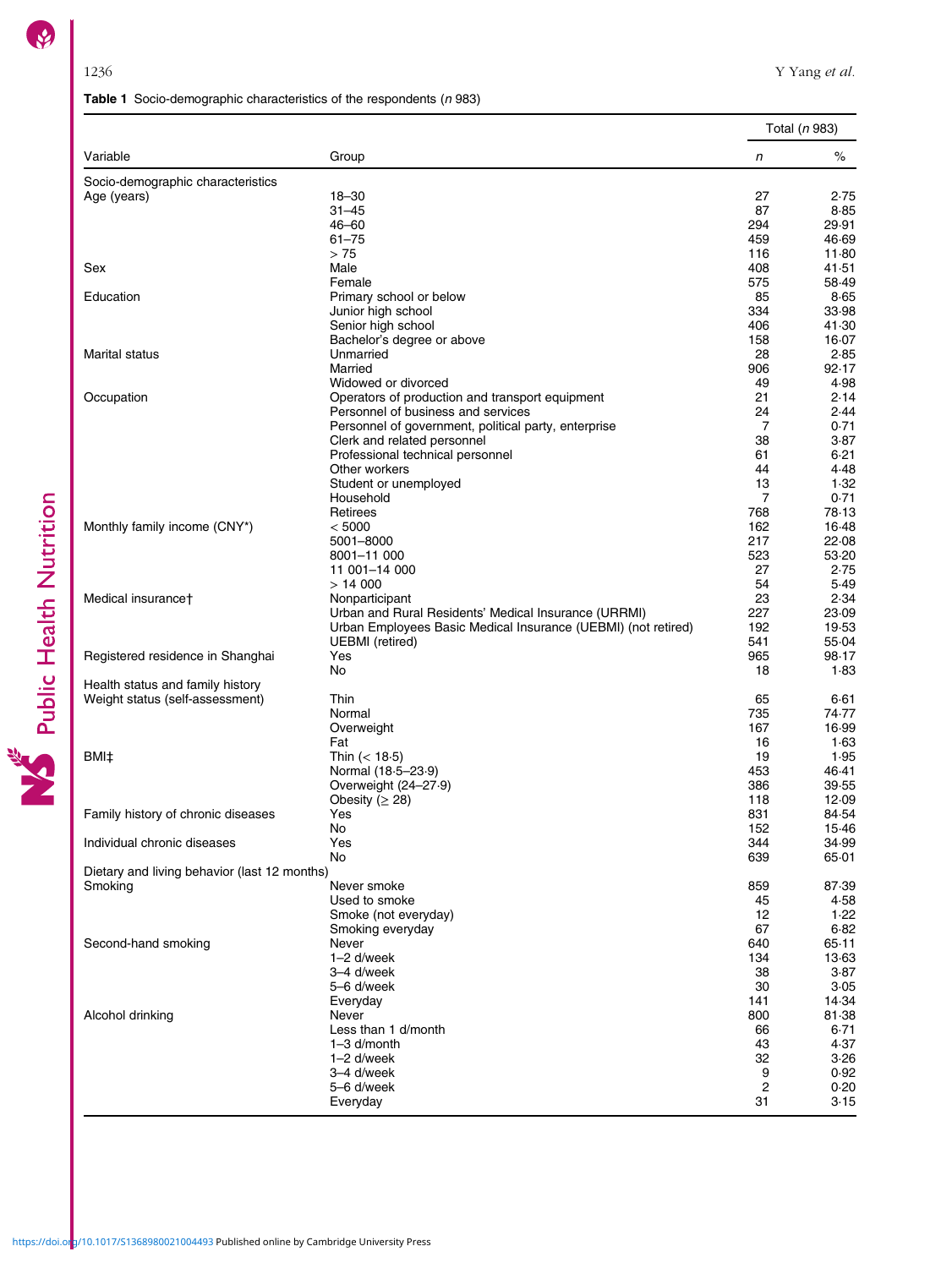**Table 1** Socio-demographic characteristics of the respondents (*n* 983)

| Variable | Group | Total (*n* 983) | |
|---|---|---|---|
| | | *n* | % |
| Socio-demographic characteristics | | | |
| Age (years) | 18–30 | 27 | 2·75 |
| | 31–45 | 87 | 8·85 |
| | 46–60 | 294 | 29·91 |
| | 61–75 | 459 | 46·69 |
| | > 75 | 116 | 11·80 |
| Sex | Male | 408 | 41·51 |
| | Female | 575 | 58·49 |
| Education | Primary school or below | 85 | 8·65 |
| | Junior high school | 334 | 33·98 |
| | Senior high school | 406 | 41·30 |
| | Bachelor's degree or above | 158 | 16·07 |
| Marital status | Unmarried | 28 | 2·85 |
| | Married | 906 | 92·17 |
| | Widowed or divorced | 49 | 4·98 |
| Occupation | Operators of production and transport equipment | 21 | 2·14 |
| | Personnel of business and services | 24 | 2·44 |
| | Personnel of government, political party, enterprise | 7 | 0·71 |
| | Clerk and related personnel | 38 | 3·87 |
| | Professional technical personnel | 61 | 6·21 |
| | Other workers | 44 | 4·48 |
| | Student or unemployed | 13 | 1·32 |
| | Household | 7 | 0·71 |
| | Retirees | 768 | 78·13 |
| Monthly family income (CNY*) | < 5000 | 162 | 16·48 |
| | 5001–8000 | 217 | 22·08 |
| | 8001–11 000 | 523 | 53·20 |
| | 11 001–14 000 | 27 | 2·75 |
| | > 14 000 | 54 | 5·49 |
| Medical insurance† | Nonparticipant | 23 | 2·34 |
| | Urban and Rural Residents' Medical Insurance (URRMI) | 227 | 23·09 |
| | Urban Employees Basic Medical Insurance (UEBMI) (not retired) | 192 | 19·53 |
| | UEBMI (retired) | 541 | 55·04 |
| Registered residence in Shanghai | Yes | 965 | 98·17 |
| | No | 18 | 1·83 |
| Health status and family history | | | |
| Weight status (self-assessment) | Thin | 65 | 6·61 |
| | Normal | 735 | 74·77 |
| | Overweight | 167 | 16·99 |
| | Fat | 16 | 1·63 |
| BMI‡ | Thin (< 18·5) | 19 | 1·95 |
| | Normal (18·5–23·9) | 453 | 46·41 |
| | Overweight (24–27·9) | 386 | 39·55 |
| | Obesity (≥ 28) | 118 | 12·09 |
| Family history of chronic diseases | Yes | 831 | 84·54 |
| | No | 152 | 15·46 |
| Individual chronic diseases | Yes | 344 | 34·99 |
| | No | 639 | 65·01 |
| Dietary and living behavior (last 12 months) | | | |
| Smoking | Never smoke | 859 | 87·39 |
| | Used to smoke | 45 | 4·58 |
| | Smoke (not everyday) | 12 | 1·22 |
| | Smoking everyday | 67 | 6·82 |
| Second-hand smoking | Never | 640 | 65·11 |
| | 1–2 d/week | 134 | 13·63 |
| | 3–4 d/week | 38 | 3·87 |
| | 5–6 d/week | 30 | 3·05 |
| | Everyday | 141 | 14·34 |
| Alcohol drinking | Never | 800 | 81·38 |
| | Less than 1 d/month | 66 | 6·71 |
| | 1–3 d/month | 43 | 4·37 |
| | 1–2 d/week | 32 | 3·26 |
| | 3–4 d/week | 9 | 0·92 |
| | 5–6 d/week | 2 | 0·20 |
| | Everyday | 31 | 3·15 |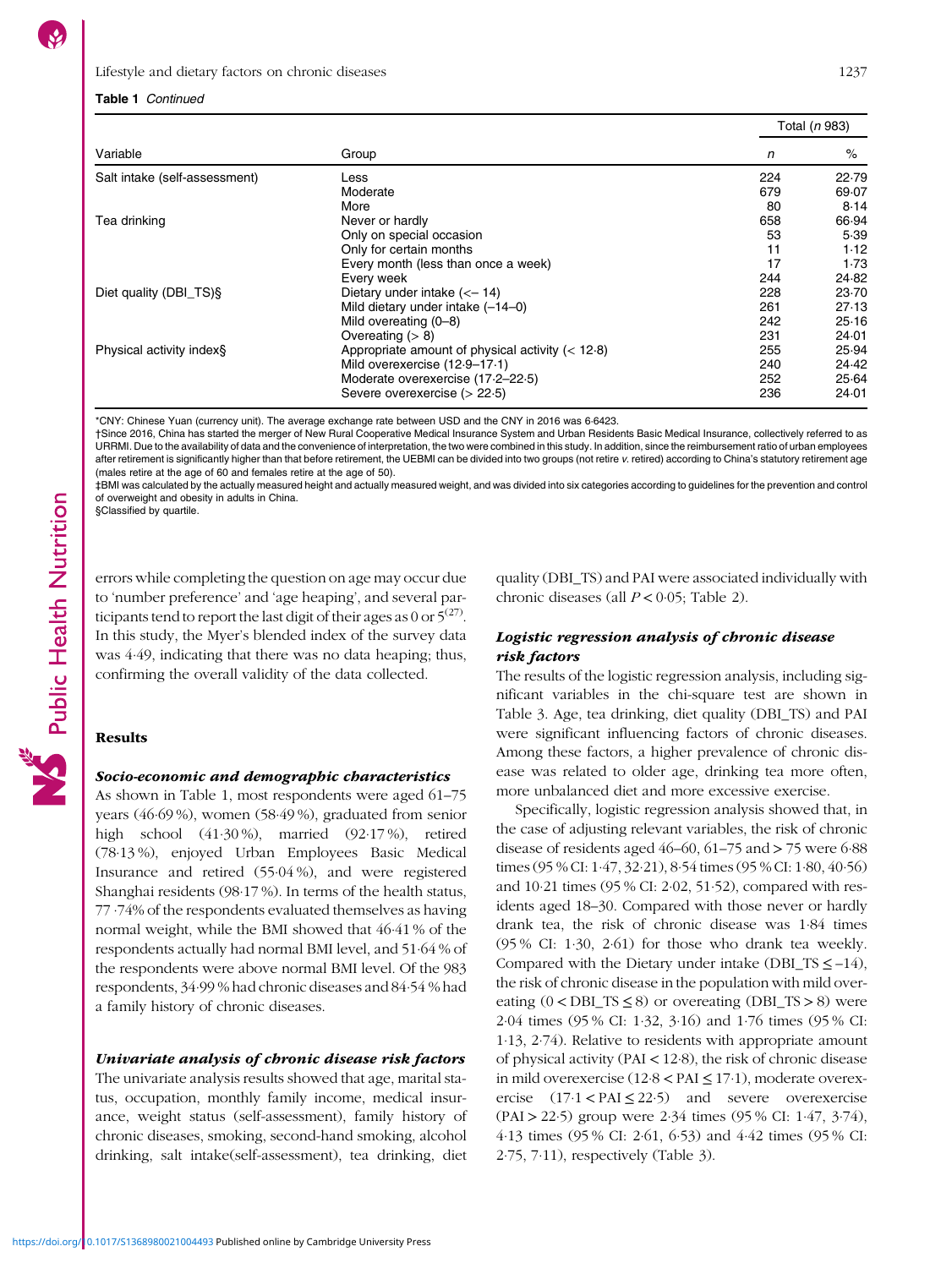**Table 1** *Continued*

| Variable | Group | Total (*n* 983) | |
|---|---|---|---|
| | | *n* | % |
| Salt intake (self-assessment) | Less | 224 | 22·79 |
| | Moderate | 679 | 69·07 |
| | More | 80 | 8·14 |
| Tea drinking | Never or hardly | 658 | 66·94 |
| | Only on special occasion | 53 | 5·39 |
| | Only for certain months | 11 | 1·12 |
| | Every month (less than once a week) | 17 | 1·73 |
| | Every week | 244 | 24·82 |
| Diet quality (DBI_TS)§ | Dietary under intake (<– 14) | 228 | 23·70 |
| | Mild dietary under intake (–14–0) | 261 | 27·13 |
| | Mild overeating (0–8) | 242 | 25·16 |
| | Overeating (> 8) | 231 | 24·01 |
| Physical activity index§ | Appropriate amount of physical activity (< 12·8) | 255 | 25·94 |
| | Mild overexercise (12·9–17·1) | 240 | 24·42 |
| | Moderate overexercise (17·2–22·5) | 252 | 25·64 |
| | Severe overexercise (> 22·5) | 236 | 24·01 |

*CNY: Chinese Yuan (currency unit). The average exchange rate between USD and the CNY in 2016 was 6·6423.
†Since 2016, China has started the merger of New Rural Cooperative Medical Insurance System and Urban Residents Basic Medical Insurance, collectively referred to as URRMI. Due to the availability of data and the convenience of interpretation, the two were combined in this study. In addition, since the reimbursement ratio of urban employees after retirement is significantly higher than that before retirement, the UEBMI can be divided into two groups (not retire *v.* retired) according to China's statutory retirement age (males retire at the age of 60 and females retire at the age of 50).
‡BMI was calculated by the actually measured height and actually measured weight, and was divided into six categories according to guidelines for the prevention and control of overweight and obesity in adults in China.
§Classified by quartile.

errors while completing the question on age may occur due to 'number preference' and 'age heaping', and several participants tend to report the last digit of their ages as 0 or 5[27]. In this study, the Myer's blended index of the survey data was 4·49, indicating that there was no data heaping; thus, confirming the overall validity of the data collected.

## Results

### *Socio-economic and demographic characteristics*

As shown in Table 1, most respondents were aged 61–75 years (46·69 %), women (58·49 %), graduated from senior high school (41·30 %), married (92·17 %), retired (78·13 %), enjoyed Urban Employees Basic Medical Insurance and retired (55·04 %), and were registered Shanghai residents (98·17 %). In terms of the health status, 77 ·74% of the respondents evaluated themselves as having normal weight, while the BMI showed that 46·41 % of the respondents actually had normal BMI level, and 51·64 % of the respondents were above normal BMI level. Of the 983 respondents, 34·99 % had chronic diseases and 84·54 % had a family history of chronic diseases.

### *Univariate analysis of chronic disease risk factors*

The univariate analysis results showed that age, marital status, occupation, monthly family income, medical insurance, weight status (self-assessment), family history of chronic diseases, smoking, second-hand smoking, alcohol drinking, salt intake(self-assessment), tea drinking, diet quality (DBI_TS) and PAI were associated individually with chronic diseases (all $P < 0·05$; Table 2).

### *Logistic regression analysis of chronic disease risk factors*

The results of the logistic regression analysis, including significant variables in the chi-square test are shown in Table 3. Age, tea drinking, diet quality (DBI_TS) and PAI were significant influencing factors of chronic diseases. Among these factors, a higher prevalence of chronic disease was related to older age, drinking tea more often, more unbalanced diet and more excessive exercise.

Specifically, logistic regression analysis showed that, in the case of adjusting relevant variables, the risk of chronic disease of residents aged 46–60, 61–75 and > 75 were 6·88 times (95 % CI: 1·47, 32·21), 8·54 times (95 % CI: 1·80, 40·56) and 10·21 times (95 % CI: 2·02, 51·52), compared with residents aged 18–30. Compared with those never or hardly drank tea, the risk of chronic disease was 1·84 times (95 % CI: 1·30, 2·61) for those who drank tea weekly. Compared with the Dietary under intake (DBI_TS ≤ –14), the risk of chronic disease in the population with mild overeating (0 < DBI_TS ≤ 8) or overeating (DBI_TS > 8) were 2·04 times (95 % CI: 1·32, 3·16) and 1·76 times (95 % CI: 1·13, 2·74). Relative to residents with appropriate amount of physical activity (PAI < 12·8), the risk of chronic disease in mild overexercise (12·8 < PAI ≤ 17·1), moderate overexercise (17·1 < PAI ≤ 22·5) and severe overexercise (PAI > 22·5) group were 2·34 times (95 % CI: 1·47, 3·74), 4·13 times (95 % CI: 2·61, 6·53) and 4·42 times (95 % CI: 2·75, 7·11), respectively (Table 3).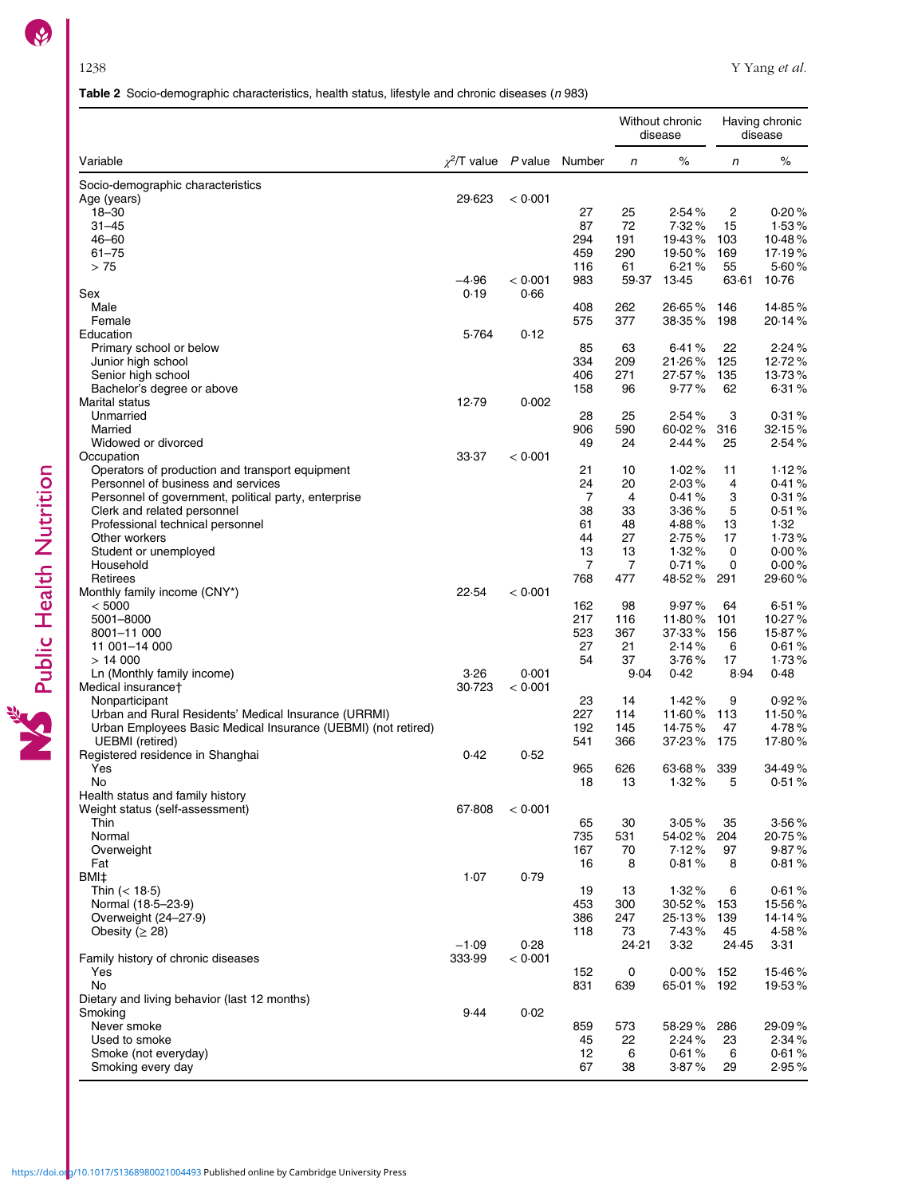**Table 2** Socio-demographic characteristics, health status, lifestyle and chronic diseases (*n* 983)

| Variable | $\chi^2$/T value | *P* value | Number | Without chronic disease *n* | Without chronic disease % | Having chronic disease *n* | Having chronic disease % |
|---|---|---|---|---|---|---|---|
| Socio-demographic characteristics | | | | | | | |
| Age (years) | 29·623 | < 0·001 | | | | | |
| 18–30 | | | 27 | 25 | 2·54 % | 2 | 0·20 % |
| 31–45 | | | 87 | 72 | 7·32 % | 15 | 1·53 % |
| 46–60 | | | 294 | 191 | 19·43 % | 103 | 10·48 % |
| 61–75 | | | 459 | 290 | 19·50 % | 169 | 17·19 % |
| > 75 | | | 116 | 61 | 6·21 % | 55 | 5·60 % |
| | −4·96 | < 0·001 | 983 | 59·37 | 13·45 | 63·61 | 10·76 |
| Sex | 0·19 | 0·66 | | | | | |
| Male | | | 408 | 262 | 26·65 % | 146 | 14·85 % |
| Female | | | 575 | 377 | 38·35 % | 198 | 20·14 % |
| Education | 5·764 | 0·12 | | | | | |
| Primary school or below | | | 85 | 63 | 6·41 % | 22 | 2·24 % |
| Junior high school | | | 334 | 209 | 21·26 % | 125 | 12·72 % |
| Senior high school | | | 406 | 271 | 27·57 % | 135 | 13·73 % |
| Bachelor's degree or above | | | 158 | 96 | 9·77 % | 62 | 6·31 % |
| Marital status | 12·79 | 0·002 | | | | | |
| Unmarried | | | 28 | 25 | 2·54 % | 3 | 0·31 % |
| Married | | | 906 | 590 | 60·02 % | 316 | 32·15 % |
| Widowed or divorced | | | 49 | 24 | 2·44 % | 25 | 2·54 % |
| Occupation | 33·37 | < 0·001 | | | | | |
| Operators of production and transport equipment | | | 21 | 10 | 1·02 % | 11 | 1·12 % |
| Personnel of business and services | | | 24 | 20 | 2·03 % | 4 | 0·41 % |
| Personnel of government, political party, enterprise | | | 7 | 4 | 0·41 % | 3 | 0·31 % |
| Clerk and related personnel | | | 38 | 33 | 3·36 % | 5 | 0·51 % |
| Professional technical personnel | | | 61 | 48 | 4·88 % | 13 | 1·32 |
| Other workers | | | 44 | 27 | 2·75 % | 17 | 1·73 % |
| Student or unemployed | | | 13 | 13 | 1·32 % | 0 | 0·00 % |
| Household | | | 7 | 7 | 0·71 % | 0 | 0·00 % |
| Retirees | | | 768 | 477 | 48·52 % | 291 | 29·60 % |
| Monthly family income (CNY*) | 22·54 | < 0·001 | | | | | |
| < 5000 | | | 162 | 98 | 9·97 % | 64 | 6·51 % |
| 5001–8000 | | | 217 | 116 | 11·80 % | 101 | 10·27 % |
| 8001–11 000 | | | 523 | 367 | 37·33 % | 156 | 15·87 % |
| 11 001–14 000 | | | 27 | 21 | 2·14 % | 6 | 0·61 % |
| > 14 000 | | | 54 | 37 | 3·76 % | 17 | 1·73 % |
| Ln (Monthly family income) | 3·26 | 0·001 | | 9·04 | 0·42 | 8·94 | 0·48 |
| Medical insurance† | 30·723 | < 0·001 | | | | | |
| Nonparticipant | | | 23 | 14 | 1·42 % | 9 | 0·92 % |
| Urban and Rural Residents' Medical Insurance (URRMI) | | | 227 | 114 | 11·60 % | 113 | 11·50 % |
| Urban Employees Basic Medical Insurance (UEBMI) (not retired) | | | 192 | 145 | 14·75 % | 47 | 4·78 % |
| UEBMI (retired) | | | 541 | 366 | 37·23 % | 175 | 17·80 % |
| Registered residence in Shanghai | 0·42 | 0·52 | | | | | |
| Yes | | | 965 | 626 | 63·68 % | 339 | 34·49 % |
| No | | | 18 | 13 | 1·32 % | 5 | 0·51 % |
| Health status and family history | | | | | | | |
| Weight status (self-assessment) | 67·808 | < 0·001 | | | | | |
| Thin | | | 65 | 30 | 3·05 % | 35 | 3·56 % |
| Normal | | | 735 | 531 | 54·02 % | 204 | 20·75 % |
| Overweight | | | 167 | 70 | 7·12 % | 97 | 9·87 % |
| Fat | | | 16 | 8 | 0·81 % | 8 | 0·81 % |
| BMI‡ | 1·07 | 0·79 | | | | | |
| Thin (< 18·5) | | | 19 | 13 | 1·32 % | 6 | 0·61 % |
| Normal (18·5–23·9) | | | 453 | 300 | 30·52 % | 153 | 15·56 % |
| Overweight (24–27·9) | | | 386 | 247 | 25·13 % | 139 | 14·14 % |
| Obesity (≥ 28) | | | 118 | 73 | 7·43 % | 45 | 4·58 % |
| | −1·09 | 0·28 | | 24·21 | 3·32 | 24·45 | 3·31 |
| Family history of chronic diseases | 333·99 | < 0·001 | | | | | |
| Yes | | | 152 | 0 | 0·00 % | 152 | 15·46 % |
| No | | | 831 | 639 | 65·01 % | 192 | 19·53 % |
| Dietary and living behavior (last 12 months) | | | | | | | |
| Smoking | 9·44 | 0·02 | | | | | |
| Never smoke | | | 859 | 573 | 58·29 % | 286 | 29·09 % |
| Used to smoke | | | 45 | 22 | 2·24 % | 23 | 2·34 % |
| Smoke (not everyday) | | | 12 | 6 | 0·61 % | 6 | 0·61 % |
| Smoking every day | | | 67 | 38 | 3·87 % | 29 | 2·95 % |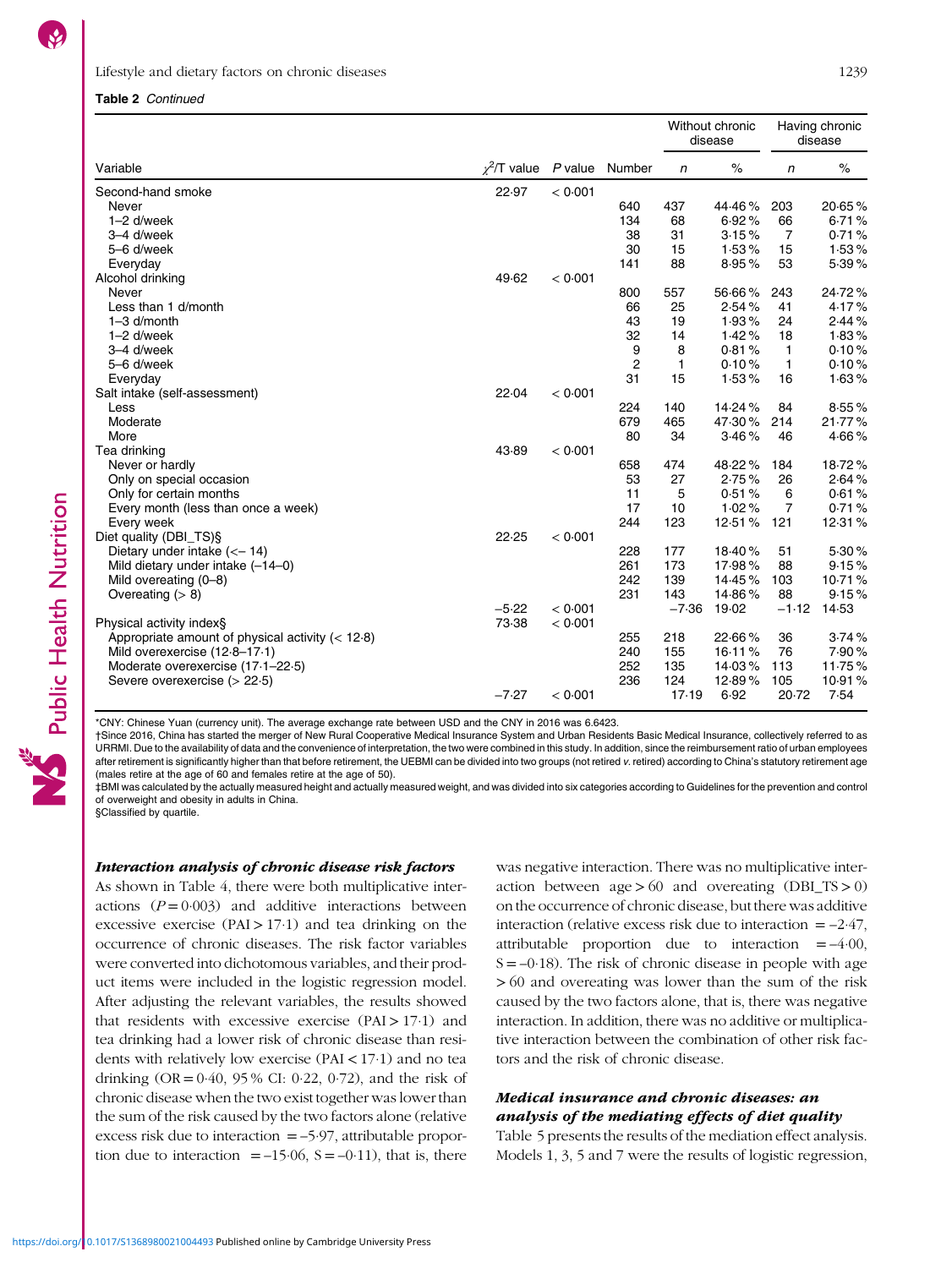**Table 2** *Continued*

| Variable | $\chi^2$/T value | P value | Number | Without chronic disease | | Having chronic disease | |
|---|---|---|---|---|---|---|---|
| | | | | n | % | n | % |
| Second-hand smoke | 22·97 | < 0·001 | | | | | |
| Never | | | 640 | 437 | 44·46 % | 203 | 20·65 % |
| 1–2 d/week | | | 134 | 68 | 6·92 % | 66 | 6·71 % |
| 3–4 d/week | | | 38 | 31 | 3·15 % | 7 | 0·71 % |
| 5–6 d/week | | | 30 | 15 | 1·53 % | 15 | 1·53 % |
| Everyday | | | 141 | 88 | 8·95 % | 53 | 5·39 % |
| Alcohol drinking | 49·62 | < 0·001 | | | | | |
| Never | | | 800 | 557 | 56·66 % | 243 | 24·72 % |
| Less than 1 d/month | | | 66 | 25 | 2·54 % | 41 | 4·17 % |
| 1–3 d/month | | | 43 | 19 | 1·93 % | 24 | 2·44 % |
| 1–2 d/week | | | 32 | 14 | 1·42 % | 18 | 1·83 % |
| 3–4 d/week | | | 9 | 8 | 0·81 % | 1 | 0·10 % |
| 5–6 d/week | | | 2 | 1 | 0·10 % | 1 | 0·10 % |
| Everyday | | | 31 | 15 | 1·53 % | 16 | 1·63 % |
| Salt intake (self-assessment) | 22·04 | < 0·001 | | | | | |
| Less | | | 224 | 140 | 14·24 % | 84 | 8·55 % |
| Moderate | | | 679 | 465 | 47·30 % | 214 | 21·77 % |
| More | | | 80 | 34 | 3·46 % | 46 | 4·66 % |
| Tea drinking | 43·89 | < 0·001 | | | | | |
| Never or hardly | | | 658 | 474 | 48·22 % | 184 | 18·72 % |
| Only on special occasion | | | 53 | 27 | 2·75 % | 26 | 2·64 % |
| Only for certain months | | | 11 | 5 | 0·51 % | 6 | 0·61 % |
| Every month (less than once a week) | | | 17 | 10 | 1·02 % | 7 | 0·71 % |
| Every week | | | 244 | 123 | 12·51 % | 121 | 12·31 % |
| Diet quality (DBI_TS)§ | 22·25 | < 0·001 | | | | | |
| Dietary under intake (<– 14) | | | 228 | 177 | 18·40 % | 51 | 5·30 % |
| Mild dietary under intake (–14–0) | | | 261 | 173 | 17·98 % | 88 | 9·15 % |
| Mild overeating (0–8) | | | 242 | 139 | 14·45 % | 103 | 10·71 % |
| Overeating (> 8) | | | 231 | 143 | 14·86 % | 88 | 9·15 % |
| | –5·22 | < 0·001 | | –7·36 | 19·02 | –1·12 | 14·53 |
| Physical activity index§ | 73·38 | < 0·001 | | | | | |
| Appropriate amount of physical activity (< 12·8) | | | 255 | 218 | 22·66 % | 36 | 3·74 % |
| Mild overexercise (12·8–17·1) | | | 240 | 155 | 16·11 % | 76 | 7·90 % |
| Moderate overexercise (17·1–22·5) | | | 252 | 135 | 14·03 % | 113 | 11·75 % |
| Severe overexercise (> 22·5) | | | 236 | 124 | 12·89 % | 105 | 10·91 % |
| | –7·27 | < 0·001 | | 17·19 | 6·92 | 20·72 | 7·54 |

*CNY: Chinese Yuan (currency unit). The average exchange rate between USD and the CNY in 2016 was 6·6423.
†Since 2016, China has started the merger of New Rural Cooperative Medical Insurance System and Urban Residents Basic Medical Insurance, collectively referred to as URRMI. Due to the availability of data and the convenience of interpretation, the two were combined in this study. In addition, since the reimbursement ratio of urban employees after retirement is significantly higher than that before retirement, the UEBMI can be divided into two groups (not retired *v.* retired) according to China's statutory retirement age (males retire at the age of 60 and females retire at the age of 50).
‡BMI was calculated by the actually measured height and actually measured weight, and was divided into six categories according to Guidelines for the prevention and control of overweight and obesity in adults in China.
§Classified by quartile.

### *Interaction analysis of chronic disease risk factors*

As shown in Table 4, there were both multiplicative interactions ($P = 0·003$) and additive interactions between excessive exercise (PAI > 17·1) and tea drinking on the occurrence of chronic diseases. The risk factor variables were converted into dichotomous variables, and their product items were included in the logistic regression model. After adjusting the relevant variables, the results showed that residents with excessive exercise (PAI > 17·1) and tea drinking had a lower risk of chronic disease than residents with relatively low exercise (PAI < 17·1) and no tea drinking (OR = 0·40, 95 % CI: 0·22, 0·72), and the risk of chronic disease when the two exist together was lower than the sum of the risk caused by the two factors alone (relative excess risk due to interaction = –5·97, attributable proportion due to interaction = –15·06, S = –0·11), that is, there was negative interaction. There was no multiplicative interaction between age > 60 and overeating (DBI_TS > 0) on the occurrence of chronic disease, but there was additive interaction (relative excess risk due to interaction = –2·47, attributable proportion due to interaction = –4·00, S = –0·18). The risk of chronic disease in people with age > 60 and overeating was lower than the sum of the risk caused by the two factors alone, that is, there was negative interaction. In addition, there was no additive or multiplicative interaction between the combination of other risk factors and the risk of chronic disease.

### *Medical insurance and chronic diseases: an analysis of the mediating effects of diet quality*

Table 5 presents the results of the mediation effect analysis. Models 1, 3, 5 and 7 were the results of logistic regression,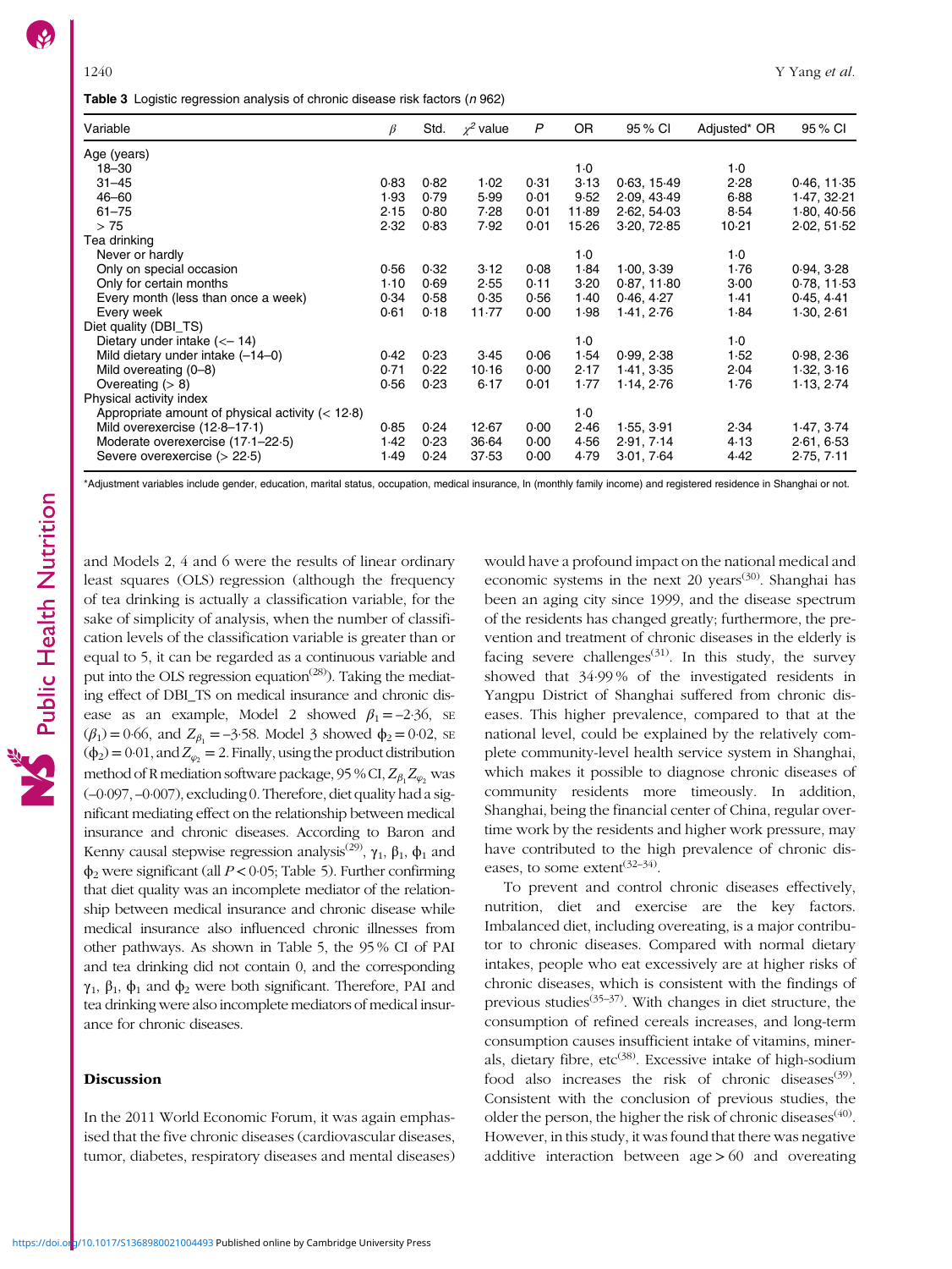**Table 3** Logistic regression analysis of chronic disease risk factors (*n* 962)

| Variable | $\beta$ | Std. | $\chi^2$ value | *P* | OR | 95 % CI | Adjusted* OR | 95 % CI |
|---|---|---|---|---|---|---|---|---|
| Age (years) | | | | | | | | |
| 18–30 | | | | | 1·0 | | 1·0 | |
| 31–45 | 0·83 | 0·82 | 1·02 | 0·31 | 3·13 | 0·63, 15·49 | 2·28 | 0·46, 11·35 |
| 46–60 | 1·93 | 0·79 | 5·99 | 0·01 | 9·52 | 2·09, 43·49 | 6·88 | 1·47, 32·21 |
| 61–75 | 2·15 | 0·80 | 7·28 | 0·01 | 11·89 | 2·62, 54·03 | 8·54 | 1·80, 40·56 |
| > 75 | 2·32 | 0·83 | 7·92 | 0·01 | 15·26 | 3·20, 72·85 | 10·21 | 2·02, 51·52 |
| Tea drinking | | | | | | | | |
| Never or hardly | | | | | 1·0 | | 1·0 | |
| Only on special occasion | 0·56 | 0·32 | 3·12 | 0·08 | 1·84 | 1·00, 3·39 | 1·76 | 0·94, 3·28 |
| Only for certain months | 1·10 | 0·69 | 2·55 | 0·11 | 3·20 | 0·87, 11·80 | 3·00 | 0·78, 11·53 |
| Every month (less than once a week) | 0·34 | 0·58 | 0·35 | 0·56 | 1·40 | 0·46, 4·27 | 1·41 | 0·45, 4·41 |
| Every week | 0·61 | 0·18 | 11·77 | 0·00 | 1·98 | 1·41, 2·76 | 1·84 | 1·30, 2·61 |
| Diet quality (DBI_TS) | | | | | | | | |
| Dietary under intake (<– 14) | | | | | 1·0 | | 1·0 | |
| Mild dietary under intake (–14–0) | 0·42 | 0·23 | 3·45 | 0·06 | 1·54 | 0·99, 2·38 | 1·52 | 0·98, 2·36 |
| Mild overeating (0–8) | 0·71 | 0·22 | 10·16 | 0·00 | 2·17 | 1·41, 3·35 | 2·04 | 1·32, 3·16 |
| Overeating (> 8) | 0·56 | 0·23 | 6·17 | 0·01 | 1·77 | 1·14, 2·76 | 1·76 | 1·13, 2·74 |
| Physical activity index | | | | | | | | |
| Appropriate amount of physical activity (< 12·8) | | | | | 1·0 | | | |
| Mild overexercise (12·8–17·1) | 0·85 | 0·24 | 12·67 | 0·00 | 2·46 | 1·55, 3·91 | 2·34 | 1·47, 3·74 |
| Moderate overexercise (17·1–22·5) | 1·42 | 0·23 | 36·64 | 0·00 | 4·56 | 2·91, 7·14 | 4·13 | 2·61, 6·53 |
| Severe overexercise (> 22·5) | 1·49 | 0·24 | 37·53 | 0·00 | 4·79 | 3·01, 7·64 | 4·42 | 2·75, 7·11 |

*Adjustment variables include gender, education, marital status, occupation, medical insurance, ln (monthly family income) and registered residence in Shanghai or not.

and Models 2, 4 and 6 were the results of linear ordinary least squares (OLS) regression (although the frequency of tea drinking is actually a classification variable, for the sake of simplicity of analysis, when the number of classification levels of the classification variable is greater than or equal to 5, it can be regarded as a continuous variable and put into the OLS regression equation[28]). Taking the mediating effect of DBI_TS on medical insurance and chronic disease as an example, Model 2 showed $\beta_1 = -2{\cdot}36$, SE ($\beta_1$) = 0·66, and $Z_{\beta_1} = -3{\cdot}58$. Model 3 showed $\phi_2 = 0{\cdot}02$, SE ($\phi_2$) = 0·01, and $Z_{\varphi_2} = 2$. Finally, using the product distribution method of R mediation software package, 95 % CI, $Z_{\beta_1}Z_{\varphi_2}$ was (–0·097, –0·007), excluding 0. Therefore, diet quality had a significant mediating effect on the relationship between medical insurance and chronic diseases. According to Baron and Kenny causal stepwise regression analysis[29], $\gamma_1$, $\beta_1$, $\phi_1$ and $\phi_2$ were significant (all $P < 0{\cdot}05$; Table 5). Further confirming that diet quality was an incomplete mediator of the relationship between medical insurance and chronic disease while medical insurance also influenced chronic illnesses from other pathways. As shown in Table 5, the 95 % CI of PAI and tea drinking did not contain 0, and the corresponding $\gamma_1$, $\beta_1$, $\phi_1$ and $\phi_2$ were both significant. Therefore, PAI and tea drinking were also incomplete mediators of medical insurance for chronic diseases.

## Discussion

In the 2011 World Economic Forum, it was again emphasised that the five chronic diseases (cardiovascular diseases, tumor, diabetes, respiratory diseases and mental diseases) would have a profound impact on the national medical and economic systems in the next 20 years[30]. Shanghai has been an aging city since 1999, and the disease spectrum of the residents has changed greatly; furthermore, the prevention and treatment of chronic diseases in the elderly is facing severe challenges[31]. In this study, the survey showed that 34·99 % of the investigated residents in Yangpu District of Shanghai suffered from chronic diseases. This higher prevalence, compared to that at the national level, could be explained by the relatively complete community-level health service system in Shanghai, which makes it possible to diagnose chronic diseases of community residents more timeously. In addition, Shanghai, being the financial center of China, regular overtime work by the residents and higher work pressure, may have contributed to the high prevalence of chronic diseases, to some extent[32–34].

To prevent and control chronic diseases effectively, nutrition, diet and exercise are the key factors. Imbalanced diet, including overeating, is a major contributor to chronic diseases. Compared with normal dietary intakes, people who eat excessively are at higher risks of chronic diseases, which is consistent with the findings of previous studies[35–37]. With changes in diet structure, the consumption of refined cereals increases, and long-term consumption causes insufficient intake of vitamins, minerals, dietary fibre, etc[38]. Excessive intake of high-sodium food also increases the risk of chronic diseases[39]. Consistent with the conclusion of previous studies, the older the person, the higher the risk of chronic diseases[40]. However, in this study, it was found that there was negative additive interaction between age > 60 and overeating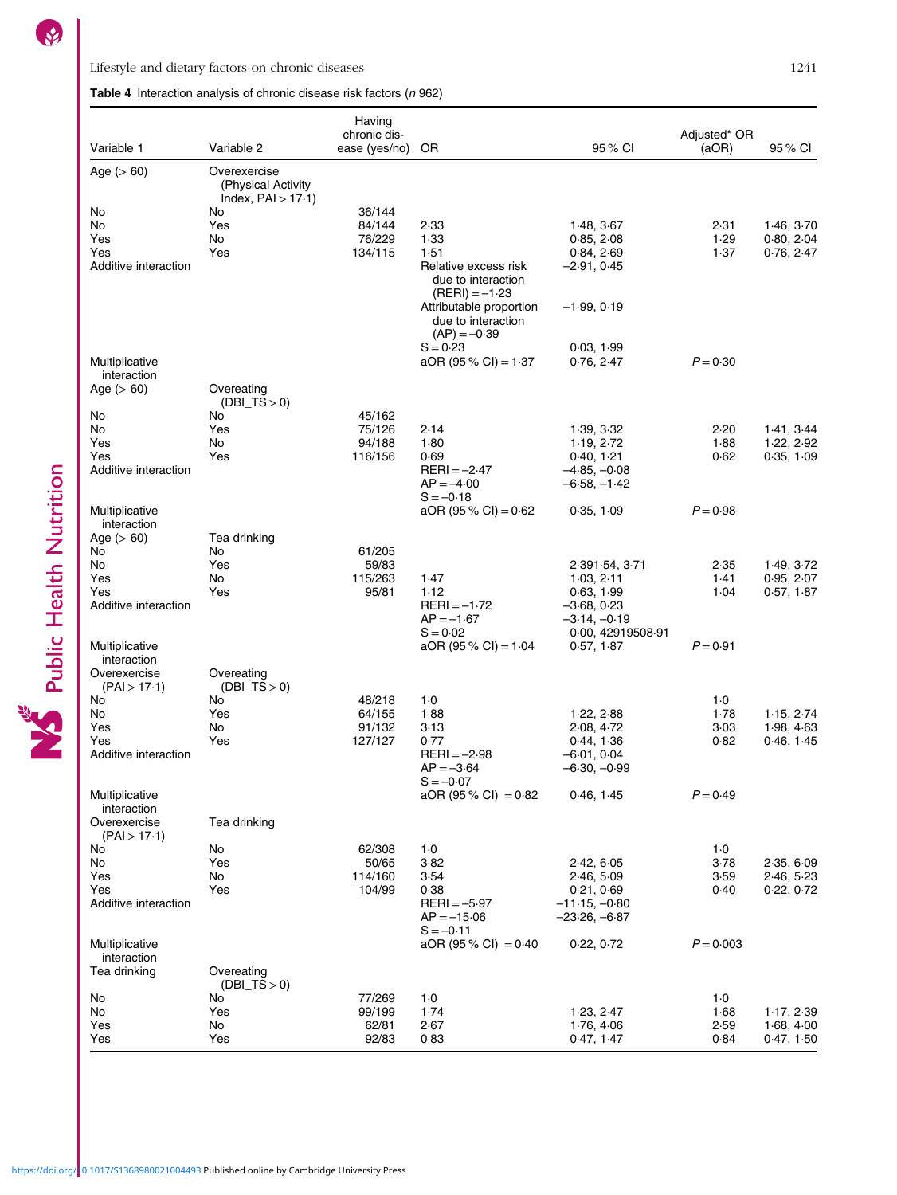**Table 4** Interaction analysis of chronic disease risk factors (n 962)

| Variable 1 | Variable 2 | Having chronic disease (yes/no) | OR | 95 % CI | Adjusted* OR (aOR) | 95 % CI |
|---|---|---|---|---|---|---|
| Age (> 60) | Overexercise (Physical Activity Index, PAI > 17·1) | | | | | |
| No | No | 36/144 | | | | |
| No | Yes | 84/144 | 2·33 | 1·48, 3·67 | 2·31 | 1·46, 3·70 |
| Yes | No | 76/229 | 1·33 | 0·85, 2·08 | 1·29 | 0·80, 2·04 |
| Yes | Yes | 134/115 | 1·51 | 0·84, 2·69 | 1·37 | 0·76, 2·47 |
| Additive interaction | | | Relative excess risk due to interaction (RERI) = −1·23 | −2·91, 0·45 | | |
| | | | Attributable proportion due to interaction (AP) = −0·39 | −1·99, 0·19 | | |
| | | | S = 0·23 | 0·03, 1·99 | | |
| Multiplicative interaction | | | aOR (95 % CI) = 1·37 | 0·76, 2·47 | P = 0·30 | |
| Age (> 60) | Overeating (DBI_TS > 0) | | | | | |
| No | No | 45/162 | | | | |
| No | Yes | 75/126 | 2·14 | 1·39, 3·32 | 2·20 | 1·41, 3·44 |
| Yes | No | 94/188 | 1·80 | 1·19, 2·72 | 1·88 | 1·22, 2·92 |
| Yes | Yes | 116/156 | 0·69 | 0·40, 1·21 | 0·62 | 0·35, 1·09 |
| Additive interaction | | | RERI = −2·47 | −4·85, −0·08 | | |
| | | | AP = −4·00 | −6·58, −1·42 | | |
| | | | S = −0·18 | | | |
| Multiplicative interaction | | | aOR (95 % CI) = 0·62 | 0·35, 1·09 | P = 0·98 | |
| Age (> 60) | Tea drinking | | | | | |
| No | No | 61/205 | | | | |
| No | Yes | 59/83 | | 2·391·54, 3·71 | 2·35 | 1·49, 3·72 |
| Yes | No | 115/263 | 1·47 | 1·03, 2·11 | 1·41 | 0·95, 2·07 |
| Yes | Yes | 95/81 | 1·12 | 0·63, 1·99 | 1·04 | 0·57, 1·87 |
| Additive interaction | | | RERI = −1·72 | −3·68, 0·23 | | |
| | | | AP = −1·67 | −3·14, −0·19 | | |
| | | | S = 0·02 | 0·00, 42919508·91 | | |
| Multiplicative interaction | | | aOR (95 % CI) = 1·04 | 0·57, 1·87 | P = 0·91 | |
| Overexercise (PAI > 17·1) | Overeating (DBI_TS > 0) | | | | | |
| No | No | 48/218 | 1·0 | | 1·0 | |
| No | Yes | 64/155 | 1·88 | 1·22, 2·88 | 1·78 | 1·15, 2·74 |
| Yes | No | 91/132 | 3·13 | 2·08, 4·72 | 3·03 | 1·98, 4·63 |
| Yes | Yes | 127/127 | 0·77 | 0·44, 1·36 | 0·82 | 0·46, 1·45 |
| Additive interaction | | | RERI = −2·98 | −6·01, 0·04 | | |
| | | | AP = −3·64 | −6·30, −0·99 | | |
| | | | S = −0·07 | | | |
| Multiplicative interaction | | | aOR (95 % CI) = 0·82 | 0·46, 1·45 | P = 0·49 | |
| Overexercise (PAI > 17·1) | Tea drinking | | | | | |
| No | No | 62/308 | 1·0 | | 1·0 | |
| No | Yes | 50/65 | 3·82 | 2·42, 6·05 | 3·78 | 2·35, 6·09 |
| Yes | No | 114/160 | 3·54 | 2·46, 5·09 | 3·59 | 2·46, 5·23 |
| Yes | Yes | 104/99 | 0·38 | 0·21, 0·69 | 0·40 | 0·22, 0·72 |
| Additive interaction | | | RERI = −5·97 | −11·15, −0·80 | | |
| | | | AP = −15·06 | −23·26, −6·87 | | |
| | | | S = −0·11 | | | |
| Multiplicative interaction | | | aOR (95 % CI) = 0·40 | 0·22, 0·72 | P = 0·003 | |
| Tea drinking | Overeating (DBI_TS > 0) | | | | | |
| No | No | 77/269 | 1·0 | | 1·0 | |
| No | Yes | 99/199 | 1·74 | 1·23, 2·47 | 1·68 | 1·17, 2·39 |
| Yes | No | 62/81 | 2·67 | 1·76, 4·06 | 2·59 | 1·68, 4·00 |
| Yes | Yes | 92/83 | 0·83 | 0·47, 1·47 | 0·84 | 0·47, 1·50 |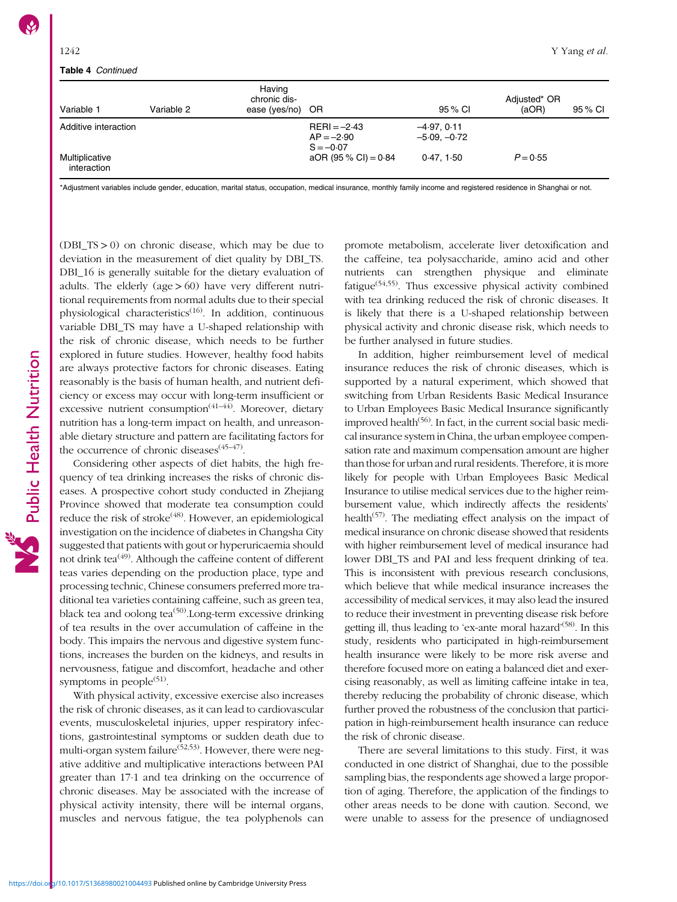**Table 4** *Continued*

| Variable 1 | Variable 2 | Having chronic disease (yes/no) | OR | 95 % CI | Adjusted* OR (aOR) | 95 % CI |
|---|---|---|---|---|---|---|
| Additive interaction | | | RERI = −2·43 | −4·97, 0·11 | | |
| | | | AP = −2·90 | −5·09, −0·72 | | |
| | | | S = −0·07 | | | |
| Multiplicative interaction | | | aOR (95 % CI) = 0·84 | 0·47, 1·50 | $P = 0·55$ | |

*Adjustment variables include gender, education, marital status, occupation, medical insurance, monthly family income and registered residence in Shanghai or not.

(DBI_TS > 0) on chronic disease, which may be due to deviation in the measurement of diet quality by DBI_TS. DBI_16 is generally suitable for the dietary evaluation of adults. The elderly (age > 60) have very different nutritional requirements from normal adults due to their special physiological characteristics[16]. In addition, continuous variable DBI_TS may have a U-shaped relationship with the risk of chronic disease, which needs to be further explored in future studies. However, healthy food habits are always protective factors for chronic diseases. Eating reasonably is the basis of human health, and nutrient deficiency or excess may occur with long-term insufficient or excessive nutrient consumption[41–44]. Moreover, dietary nutrition has a long-term impact on health, and unreasonable dietary structure and pattern are facilitating factors for the occurrence of chronic diseases[45–47].

Considering other aspects of diet habits, the high frequency of tea drinking increases the risks of chronic diseases. A prospective cohort study conducted in Zhejiang Province showed that moderate tea consumption could reduce the risk of stroke[48]. However, an epidemiological investigation on the incidence of diabetes in Changsha City suggested that patients with gout or hyperuricaemia should not drink tea[49]. Although the caffeine content of different teas varies depending on the production place, type and processing technic, Chinese consumers preferred more traditional tea varieties containing caffeine, such as green tea, black tea and oolong tea[50].Long-term excessive drinking of tea results in the over accumulation of caffeine in the body. This impairs the nervous and digestive system functions, increases the burden on the kidneys, and results in nervousness, fatigue and discomfort, headache and other symptoms in people[51].

With physical activity, excessive exercise also increases the risk of chronic diseases, as it can lead to cardiovascular events, musculoskeletal injuries, upper respiratory infections, gastrointestinal symptoms or sudden death due to multi-organ system failure[52,53]. However, there were negative additive and multiplicative interactions between PAI greater than 17·1 and tea drinking on the occurrence of chronic diseases. May be associated with the increase of physical activity intensity, there will be internal organs, muscles and nervous fatigue, the tea polyphenols can promote metabolism, accelerate liver detoxification and the caffeine, tea polysaccharide, amino acid and other nutrients can strengthen physique and eliminate fatigue[54,55]. Thus excessive physical activity combined with tea drinking reduced the risk of chronic diseases. It is likely that there is a U-shaped relationship between physical activity and chronic disease risk, which needs to be further analysed in future studies.

In addition, higher reimbursement level of medical insurance reduces the risk of chronic diseases, which is supported by a natural experiment, which showed that switching from Urban Residents Basic Medical Insurance to Urban Employees Basic Medical Insurance significantly improved health[56]. In fact, in the current social basic medical insurance system in China, the urban employee compensation rate and maximum compensation amount are higher than those for urban and rural residents. Therefore, it is more likely for people with Urban Employees Basic Medical Insurance to utilise medical services due to the higher reimbursement value, which indirectly affects the residents' health[57]. The mediating effect analysis on the impact of medical insurance on chronic disease showed that residents with higher reimbursement level of medical insurance had lower DBI_TS and PAI and less frequent drinking of tea. This is inconsistent with previous research conclusions, which believe that while medical insurance increases the accessibility of medical services, it may also lead the insured to reduce their investment in preventing disease risk before getting ill, thus leading to 'ex-ante moral hazard'[58]. In this study, residents who participated in high-reimbursement health insurance were likely to be more risk averse and therefore focused more on eating a balanced diet and exercising reasonably, as well as limiting caffeine intake in tea, thereby reducing the probability of chronic disease, which further proved the robustness of the conclusion that participation in high-reimbursement health insurance can reduce the risk of chronic disease.

There are several limitations to this study. First, it was conducted in one district of Shanghai, due to the possible sampling bias, the respondents age showed a large proportion of aging. Therefore, the application of the findings to other areas needs to be done with caution. Second, we were unable to assess for the presence of undiagnosed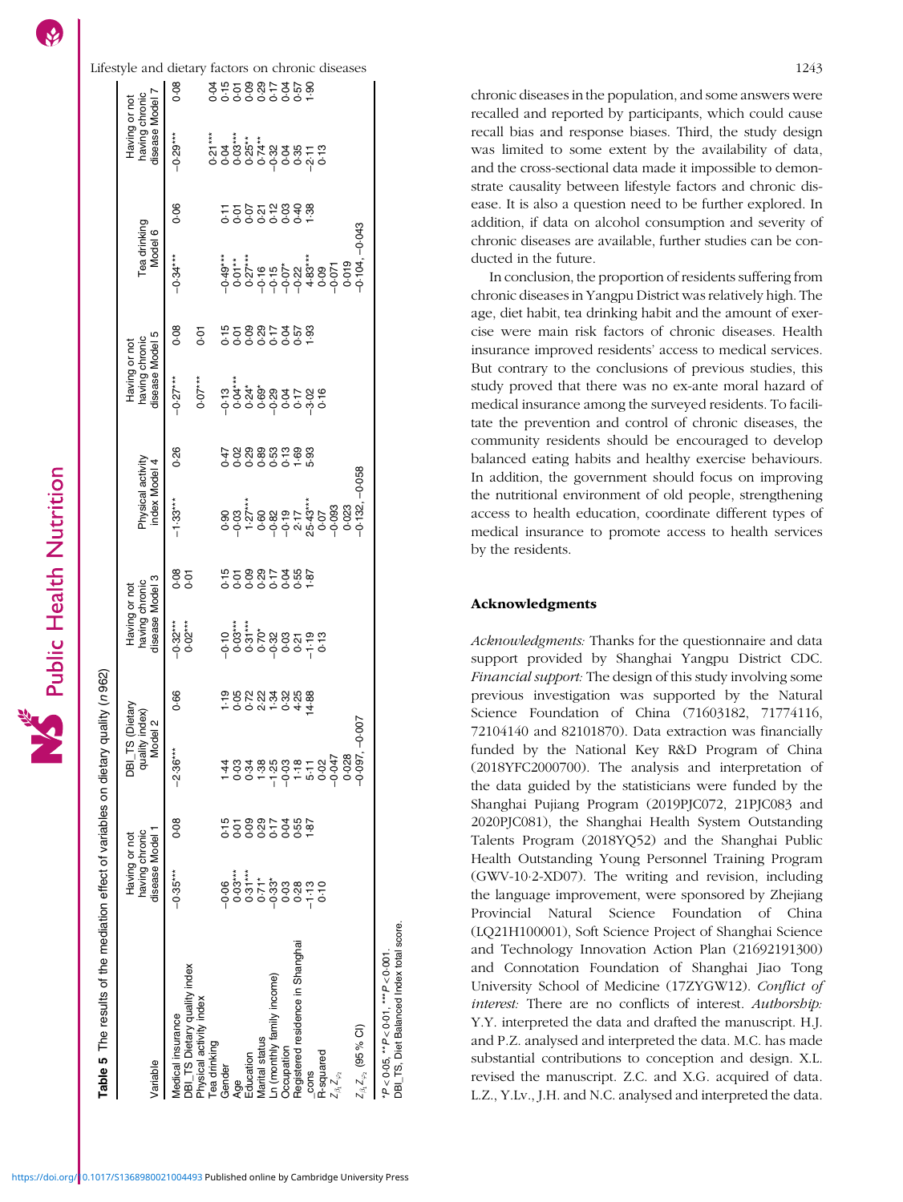**Table 5** The results of the mediation effect of variables on dietary quality (n 962)

| Variable | Having or not having chronic disease Model 1 | | DBI_TS (Dietary quality index) Model 2 | | Having or not having chronic disease Model 3 | | Physical activity index Model 4 | | Having or not having chronic disease Model 5 | | Tea drinking Model 6 | | Having or not having chronic disease Model 7 | |
|---|---|---|---|---|---|---|---|---|---|---|---|---|---|---|
| Medical insurance | −0·35*** | 0·08 | −2·36*** | 0·66 | −0·32*** | 0·08 | −1·33*** | 0·26 | −0·27*** | 0·08 | −0·34*** | 0·06 | −0·29*** | 0·08 |
| DBI_TS Dietary quality index | | | | | 0·02*** | 0·01 | | | | | | | | |
| Physical activity index | | | | | | | | | 0·07*** | 0·01 | | | | |
| Tea drinking | | | | | | | | | | | | | 0·21*** | 0·04 |
| Gender | −0·06 | 0·15 | 1·44 | 1·19 | −0·10 | 0·15 | 0·90 | 0·47 | −0·13 | 0·15 | −0·49*** | 0·11 | 0·04 | 0·15 |
| Age | 0·03*** | 0·01 | 0·03 | 0·05 | 0·03*** | 0·01 | −0·03 | 0·02 | 0·04*** | 0·01 | 0·01** | 0·01 | 0·03*** | 0·01 |
| Education | 0·31*** | 0·09 | 0·34 | 0·72 | 0·31*** | 0·09 | 1·27*** | 0·29 | 0·24* | 0·09 | 0·27*** | 0·07 | 0·25** | 0·09 |
| Marital status | 0·71* | 0·29 | 1·38 | 2·22 | 0·70* | 0·29 | 0·60 | 0·89 | 0·69* | 0·29 | −0·16 | 0·21 | 0·74** | 0·29 |
| Ln (monthly family income) | −0·33* | 0·17 | −1·25 | 1·34 | −0·32 | 0·17 | −0·82 | 0·53 | −0·29 | 0·17 | −0·15 | 0·12 | −0·32 | 0·17 |
| Occupation | 0·03 | 0·04 | −0·03 | 0·32 | 0·03 | 0·04 | −0·19 | 0·13 | 0·04 | 0·04 | −0·07* | 0·03 | 0·04 | 0·04 |
| Registered residence in Shanghai | 0·28 | 0·55 | 1·18 | 4·25 | 0·21 | 0·55 | 2·17 | 1·69 | 0·17 | 0·57 | −0·22 | 0·40 | 0·35 | 0·57 |
| _cons | −1·13 | 1·87 | 5·11 | 14·88 | −1·19 | 1·87 | 25·43*** | 5·93 | −3·02 | 1·93 | 4·83*** | 1·38 | −2·11 | 1·90 |
| R-squared | 0·10 | | 0·02 | | 0·13 | | 0·07 | | 0·16 | | 0·09 | | 0·13 | |
| $Z_{a_1}Z_{b_2}$ | | | −0·047 | | | | −0·093 | | | | −0·071 | | | |
| | | | 0·028 | | | | 0·023 | | | | 0·019 | | | |
| $Z_{a_1}Z_{b_2}$ (95 % CI) | | | −0·097, −0·007 | | | | −0·132, −0·058 | | | | −0·104, −0·043 | | | |

*$P$ < 0·05, **$P$ < 0·01, ***$P$ < 0·001.
DBI_TS, Diet Balanced Index total score.

chronic diseases in the population, and some answers were recalled and reported by participants, which could cause recall bias and response biases. Third, the study design was limited to some extent by the availability of data, and the cross-sectional data made it impossible to demonstrate causality between lifestyle factors and chronic disease. It is also a question need to be further explored. In addition, if data on alcohol consumption and severity of chronic diseases are available, further studies can be conducted in the future.

In conclusion, the proportion of residents suffering from chronic diseases in Yangpu District was relatively high. The age, diet habit, tea drinking habit and the amount of exercise were main risk factors of chronic diseases. Health insurance improved residents' access to medical services. But contrary to the conclusions of previous studies, this study proved that there was no ex-ante moral hazard of medical insurance among the surveyed residents. To facilitate the prevention and control of chronic diseases, the community residents should be encouraged to develop balanced eating habits and healthy exercise behaviours. In addition, the government should focus on improving the nutritional environment of old people, strengthening access to health education, coordinate different types of medical insurance to promote access to health services by the residents.

## Acknowledgments

*Acknowledgments:* Thanks for the questionnaire and data support provided by Shanghai Yangpu District CDC. *Financial support:* The design of this study involving some previous investigation was supported by the Natural Science Foundation of China (71603182, 71774116, 72104140 and 82101870). Data extraction was financially funded by the National Key R&D Program of China (2018YFC2000700). The analysis and interpretation of the data guided by the statisticians were funded by the Shanghai Pujiang Program (2019PJC072, 21PJC083 and 2020PJC081), the Shanghai Health System Outstanding Talents Program (2018YQ52) and the Shanghai Public Health Outstanding Young Personnel Training Program (GWV-10·2-XD07). The writing and revision, including the language improvement, were sponsored by Zhejiang Provincial Natural Science Foundation of China (LQ21H100001), Soft Science Project of Shanghai Science and Technology Innovation Action Plan (21692191300) and Connotation Foundation of Shanghai Jiao Tong University School of Medicine (17ZYGW12). *Conflict of interest:* There are no conflicts of interest. *Authorship:* Y.Y. interpreted the data and drafted the manuscript. H.J. and P.Z. analysed and interpreted the data. M.C. has made substantial contributions to conception and design. X.L. revised the manuscript. Z.C. and X.G. acquired of data. L.Z., Y.Lv., J.H. and N.C. analysed and interpreted the data.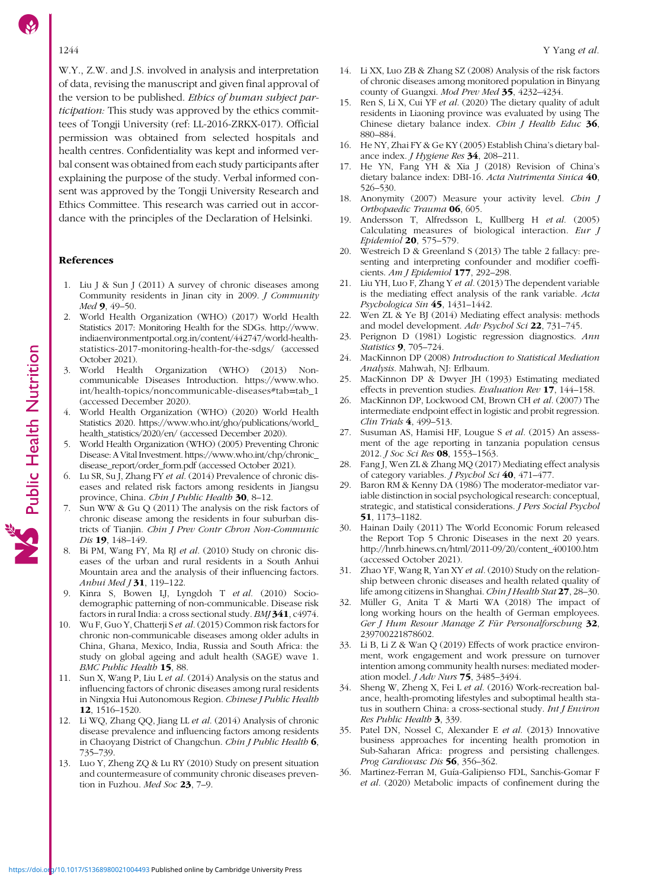W.Y., Z.W. and J.S. involved in analysis and interpretation of data, revising the manuscript and given final approval of the version to be published. *Ethics of human subject participation:* This study was approved by the ethics committees of Tongji University (ref: LL-2016-ZRKX-017). Official permission was obtained from selected hospitals and health centres. Confidentiality was kept and informed verbal consent was obtained from each study participants after explaining the purpose of the study. Verbal informed consent was approved by the Tongji University Research and Ethics Committee. This research was carried out in accordance with the principles of the Declaration of Helsinki.

### References

1. Liu J & Sun J (2011) A survey of chronic diseases among Community residents in Jinan city in 2009. *J Community Med* **9**, 49–50.
2. World Health Organization (WHO) (2017) World Health Statistics 2017: Monitoring Health for the SDGs. http://www.indiaenvironmentportal.org.in/content/442747/world-health-statistics-2017-monitoring-health-for-the-sdgs/ (accessed October 2021).
3. World Health Organization (WHO) (2013) Non-communicable Diseases Introduction. https://www.who.int/health-topics/noncommunicable-diseases#tab=tab_1 (accessed December 2020).
4. World Health Organization (WHO) (2020) World Health Statistics 2020. https://www.who.int/gho/publications/world_health_statistics/2020/en/ (accessed December 2020).
5. World Health Organization (WHO) (2005) Preventing Chronic Disease: A Vital Investment. https://www.who.int/chp/chronic_disease_report/order_form.pdf (accessed October 2021).
6. Lu SR, Su J, Zhang FY *et al.* (2014) Prevalence of chronic diseases and related risk factors among residents in Jiangsu province, China. *Chin J Public Health* **30**, 8–12.
7. Sun WW & Gu Q (2011) The analysis on the risk factors of chronic disease among the residents in four suburban districts of Tianjin. *Chin J Prev Contr Chron Non-Communic Dis* **19**, 148–149.
8. Bi PM, Wang FY, Ma RJ *et al.* (2010) Study on chronic diseases of the urban and rural residents in a South Anhui Mountain area and the analysis of their influencing factors. *Anhui Med J* **31**, 119–122.
9. Kinra S, Bowen LJ, Lyngdoh T *et al.* (2010) Socio-demographic patterning of non-communicable. Disease risk factors in rural India: a cross sectional study. *BMJ* **341**, c4974.
10. Wu F, Guo Y, Chatterji S *et al.* (2015) Common risk factors for chronic non-communicable diseases among older adults in China, Ghana, Mexico, India, Russia and South Africa: the study on global ageing and adult health (SAGE) wave 1. *BMC Public Health* **15**, 88.
11. Sun X, Wang P, Liu L *et al.* (2014) Analysis on the status and influencing factors of chronic diseases among rural residents in Ningxia Hui Autonomous Region. *Chinese J Public Health* **12**, 1516–1520.
12. Li WQ, Zhang QQ, Jiang LL *et al.* (2014) Analysis of chronic disease prevalence and influencing factors among residents in Chaoyang District of Changchun. *Chin J Public Health* **6**, 735–739.
13. Luo Y, Zheng ZQ & Lu RY (2010) Study on present situation and countermeasure of community chronic diseases prevention in Fuzhou. *Med Soc* **23**, 7–9.
14. Li XX, Luo ZB & Zhang SZ (2008) Analysis of the risk factors of chronic diseases among monitored population in Binyang county of Guangxi. *Mod Prev Med* **35**, 4232–4234.
15. Ren S, Li X, Cui YF *et al.* (2020) The dietary quality of adult residents in Liaoning province was evaluated by using The Chinese dietary balance index. *Chin J Health Educ* **36**, 880–884.
16. He NY, Zhai FY & Ge KY (2005) Establish China's dietary balance index. *J Hygiene Res* **34**, 208–211.
17. He YN, Fang YH & Xia J (2018) Revision of China's dietary balance index: DBI-16. *Acta Nutrimenta Sinica* **40**, 526–530.
18. Anonymity (2007) Measure your activity level. *Chin J Orthopaedic Trauma* **06**, 605.
19. Andersson T, Alfredsson L, Kullberg H *et al.* (2005) Calculating measures of biological interaction. *Eur J Epidemiol* **20**, 575–579.
20. Westreich D & Greenland S (2013) The table 2 fallacy: presenting and interpreting confounder and modifier coefficients. *Am J Epidemiol* **177**, 292–298.
21. Liu YH, Luo F, Zhang Y *et al.* (2013) The dependent variable is the mediating effect analysis of the rank variable. *Acta Psychologica Sin* **45**, 1431–1442.
22. Wen ZL & Ye BJ (2014) Mediating effect analysis: methods and model development. *Adv Psychol Sci* **22**, 731–745.
23. Perignon D (1981) Logistic regression diagnostics. *Ann Statistics* **9**, 705–724.
24. MacKinnon DP (2008) *Introduction to Statistical Mediation Analysis*. Mahwah, NJ: Erlbaum.
25. MacKinnon DP & Dwyer JH (1993) Estimating mediated effects in prevention studies. *Evaluation Rev* **17**, 144–158.
26. MacKinnon DP, Lockwood CM, Brown CH *et al.* (2007) The intermediate endpoint effect in logistic and probit regression. *Clin Trials* **4**, 499–513.
27. Susuman AS, Hamisi HF, Lougue S *et al.* (2015) An assessment of the age reporting in tanzania population census 2012. *J Soc Sci Res* **08**, 1553–1563.
28. Fang J, Wen ZL & Zhang MQ (2017) Mediating effect analysis of category variables. *J Psychol Sci* **40**, 471–477.
29. Baron RM & Kenny DA (1986) The moderator-mediator variable distinction in social psychological research: conceptual, strategic, and statistical considerations. *J Pers Social Psychol* **51**, 1173–1182.
30. Hainan Daily (2011) The World Economic Forum released the Report Top 5 Chronic Diseases in the next 20 years. http://hnrb.hinews.cn/html/2011-09/20/content_400100.htm (accessed October 2021).
31. Zhao YF, Wang R, Yan XY *et al.* (2010) Study on the relationship between chronic diseases and health related quality of life among citizens in Shanghai. *Chin J Health Stat* **27**, 28–30.
32. Müller G, Anita T & Marti WA (2018) The impact of long working hours on the health of German employees. *Ger J Hum Resour Manage Z Für Personalforschung* **32**, 239700221878602.
33. Li B, Li Z & Wan Q (2019) Effects of work practice environment, work engagement and work pressure on turnover intention among community health nurses: mediated moderation model. *J Adv Nurs* **75**, 3485–3494.
34. Sheng W, Zheng X, Fei L *et al.* (2016) Work-recreation balance, health-promoting lifestyles and suboptimal health status in southern China: a cross-sectional study. *Int J Environ Res Public Health* **3**, 339.
35. Patel DN, Nossel C, Alexander E *et al.* (2013) Innovative business approaches for incenting health promotion in Sub-Saharan Africa: progress and persisting challenges. *Prog Cardiovasc Dis* **56**, 356–362.
36. Martinez-Ferran M, Guía-Galipienso FDL, Sanchis-Gomar F *et al.* (2020) Metabolic impacts of confinement during the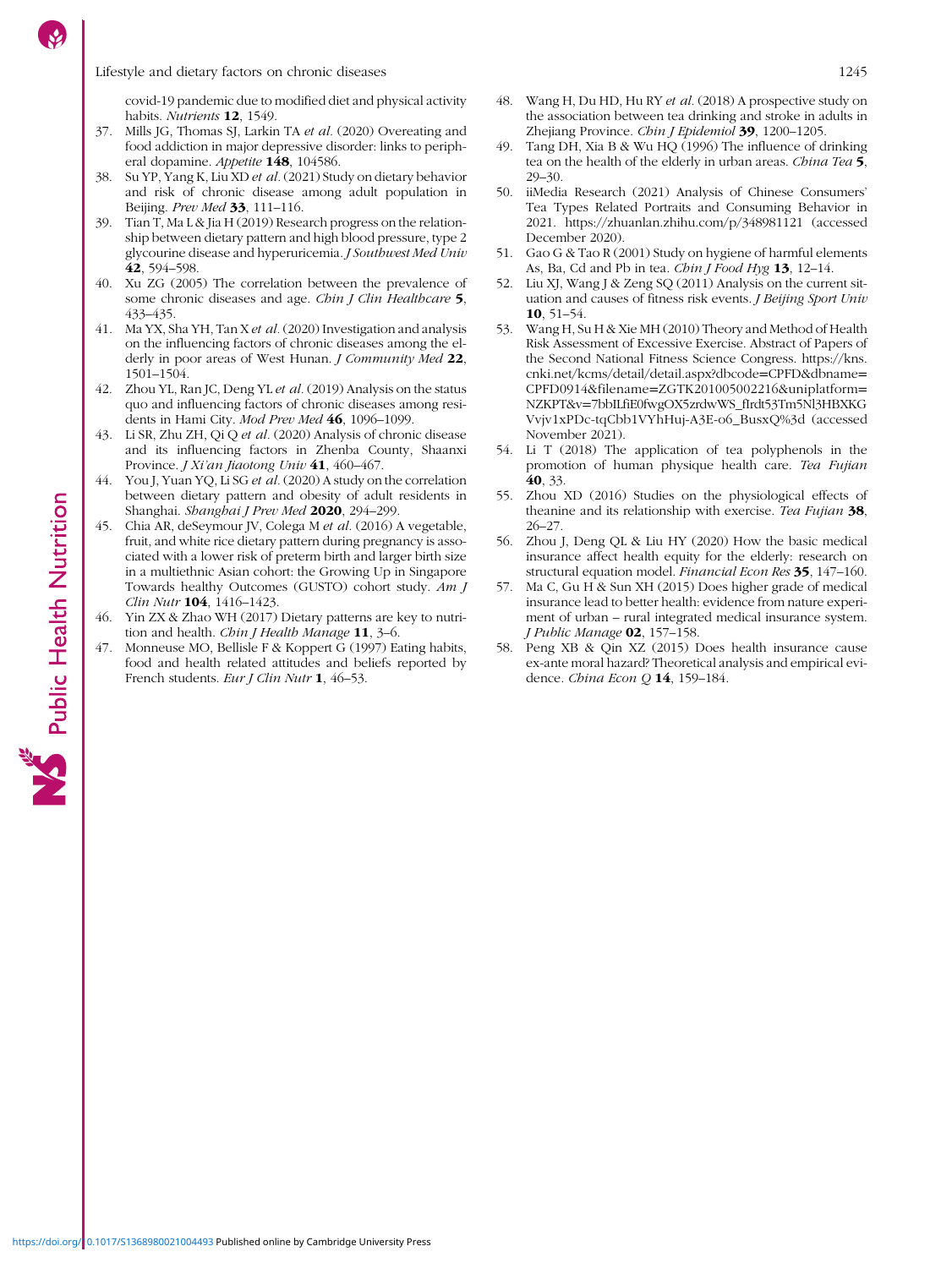covid-19 pandemic due to modified diet and physical activity habits. *Nutrients* **12**, 1549.

37. Mills JG, Thomas SJ, Larkin TA *et al.* (2020) Overeating and food addiction in major depressive disorder: links to peripheral dopamine. *Appetite* **148**, 104586.
38. Su YP, Yang K, Liu XD *et al.* (2021) Study on dietary behavior and risk of chronic disease among adult population in Beijing. *Prev Med* **33**, 111–116.
39. Tian T, Ma L & Jia H (2019) Research progress on the relationship between dietary pattern and high blood pressure, type 2 glycourine disease and hyperuricemia. *J Southwest Med Univ* **42**, 594–598.
40. Xu ZG (2005) The correlation between the prevalence of some chronic diseases and age. *Chin J Clin Healthcare* **5**, 433–435.
41. Ma YX, Sha YH, Tan X *et al.* (2020) Investigation and analysis on the influencing factors of chronic diseases among the elderly in poor areas of West Hunan. *J Community Med* **22**, 1501–1504.
42. Zhou YL, Ran JC, Deng YL *et al.* (2019) Analysis on the status quo and influencing factors of chronic diseases among residents in Hami City. *Mod Prev Med* **46**, 1096–1099.
43. Li SR, Zhu ZH, Qi Q *et al.* (2020) Analysis of chronic disease and its influencing factors in Zhenba County, Shaanxi Province. *J Xi'an Jiaotong Univ* **41**, 460–467.
44. You J, Yuan YQ, Li SG *et al.* (2020) A study on the correlation between dietary pattern and obesity of adult residents in Shanghai. *Shanghai J Prev Med* **2020**, 294–299.
45. Chia AR, deSeymour JV, Colega M *et al.* (2016) A vegetable, fruit, and white rice dietary pattern during pregnancy is associated with a lower risk of preterm birth and larger birth size in a multiethnic Asian cohort: the Growing Up in Singapore Towards healthy Outcomes (GUSTO) cohort study. *Am J Clin Nutr* **104**, 1416–1423.
46. Yin ZX & Zhao WH (2017) Dietary patterns are key to nutrition and health. *Chin J Health Manage* **11**, 3–6.
47. Monneuse MO, Bellisle F & Koppert G (1997) Eating habits, food and health related attitudes and beliefs reported by French students. *Eur J Clin Nutr* **1**, 46–53.
48. Wang H, Du HD, Hu RY *et al.* (2018) A prospective study on the association between tea drinking and stroke in adults in Zhejiang Province. *Chin J Epidemiol* **39**, 1200–1205.
49. Tang DH, Xia B & Wu HQ (1996) The influence of drinking tea on the health of the elderly in urban areas. *China Tea* **5**, 29–30.
50. iiMedia Research (2021) Analysis of Chinese Consumers' Tea Types Related Portraits and Consuming Behavior in 2021. https://zhuanlan.zhihu.com/p/348981121 (accessed December 2020).
51. Gao G & Tao R (2001) Study on hygiene of harmful elements As, Ba, Cd and Pb in tea. *Chin J Food Hyg* **13**, 12–14.
52. Liu XJ, Wang J & Zeng SQ (2011) Analysis on the current situation and causes of fitness risk events. *J Beijing Sport Univ* **10**, 51–54.
53. Wang H, Su H & Xie MH (2010) Theory and Method of Health Risk Assessment of Excessive Exercise. Abstract of Papers of the Second National Fitness Science Congress. https://kns.cnki.net/kcms/detail/detail.aspx?dbcode=CPFD&dbname=CPFD0914&filename=ZGTK201005002216&uniplatform=NZKPT&v=7bbILfiE0fwgOX5zrdwWS_fIrdt53Tm5Nl3HBXKGVvjv1xPDc-tqCbb1VYhHuj-A3E-o6_BusxQ%3d (accessed November 2021).
54. Li T (2018) The application of tea polyphenols in the promotion of human physique health care. *Tea Fujian* **40**, 33.
55. Zhou XD (2016) Studies on the physiological effects of theanine and its relationship with exercise. *Tea Fujian* **38**, 26–27.
56. Zhou J, Deng QL & Liu HY (2020) How the basic medical insurance affect health equity for the elderly: research on structural equation model. *Financial Econ Res* **35**, 147–160.
57. Ma C, Gu H & Sun XH (2015) Does higher grade of medical insurance lead to better health: evidence from nature experiment of urban – rural integrated medical insurance system. *J Public Manage* **02**, 157–158.
58. Peng XB & Qin XZ (2015) Does health insurance cause ex-ante moral hazard? Theoretical analysis and empirical evidence. *China Econ Q* **14**, 159–184.